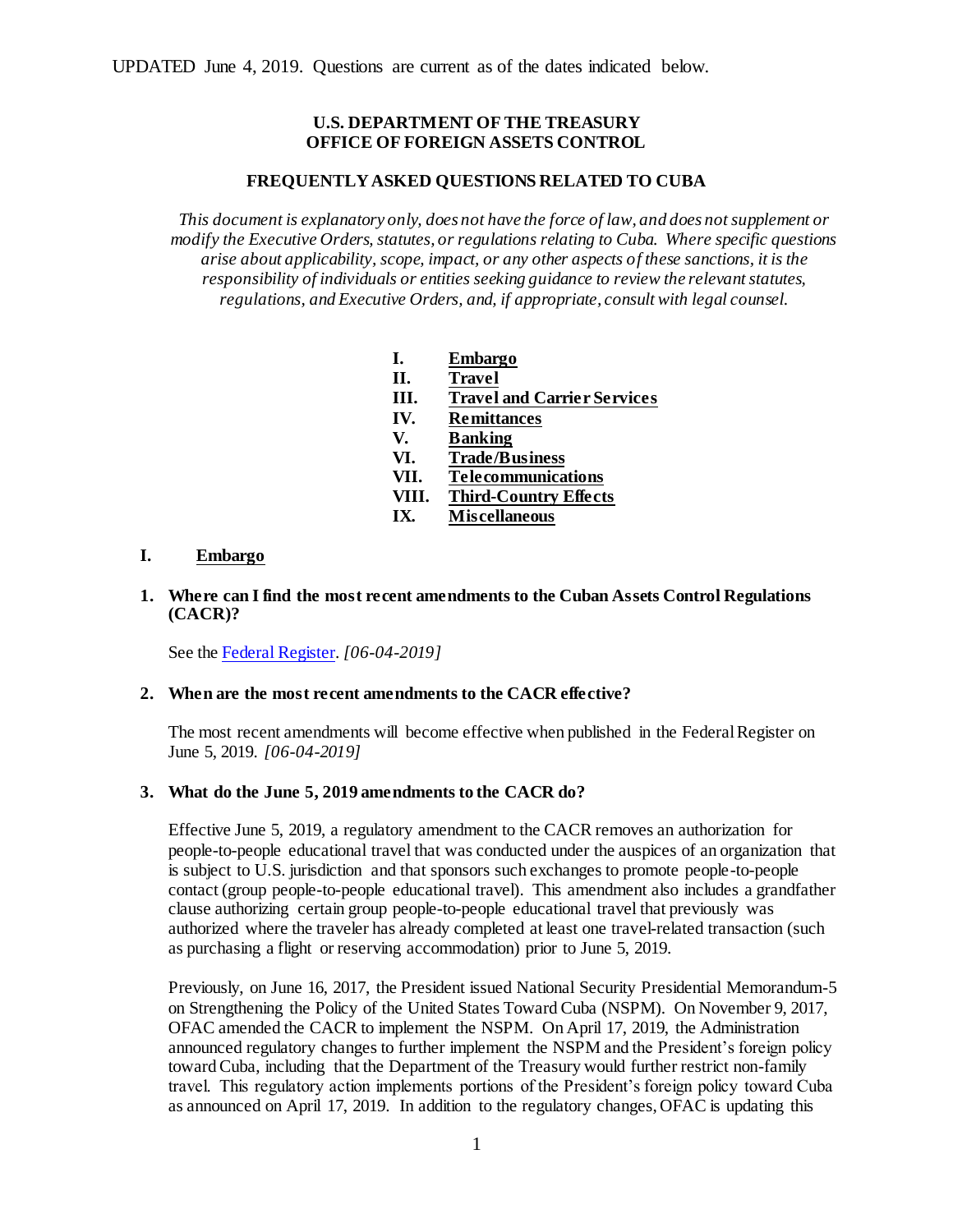UPDATED June 4, 2019. Questions are current as of the dates indicated below.

**U.S. DEPARTMENT OF THE TREASURY**
**OFFICE OF FOREIGN ASSETS CONTROL**

**FREQUENTLY ASKED QUESTIONS RELATED TO CUBA**

*This document is explanatory only, does not have the force of law, and does not supplement or modify the Executive Orders, statutes, or regulations relating to Cuba. Where specific questions arise about applicability, scope, impact, or any other aspects of these sanctions, it is the responsibility of individuals or entities seeking guidance to review the relevant statutes, regulations, and Executive Orders, and, if appropriate, consult with legal counsel.*

- **I. Embargo**
- **II. Travel**
- **III. Travel and Carrier Services**
- **IV. Remittances**
- **V. Banking**
- **VI. Trade/Business**
- **VII. Telecommunications**
- **VIII. Third-Country Effects**
- **IX. Miscellaneous**

## I. Embargo

**1. Where can I find the most recent amendments to the Cuban Assets Control Regulations (CACR)?**

See the Federal Register. *[06-04-2019]*

**2. When are the most recent amendments to the CACR effective?**

The most recent amendments will become effective when published in the Federal Register on June 5, 2019. *[06-04-2019]*

**3. What do the June 5, 2019 amendments to the CACR do?**

Effective June 5, 2019, a regulatory amendment to the CACR removes an authorization for people-to-people educational travel that was conducted under the auspices of an organization that is subject to U.S. jurisdiction and that sponsors such exchanges to promote people-to-people contact (group people-to-people educational travel). This amendment also includes a grandfather clause authorizing certain group people-to-people educational travel that previously was authorized where the traveler has already completed at least one travel-related transaction (such as purchasing a flight or reserving accommodation) prior to June 5, 2019.

Previously, on June 16, 2017, the President issued National Security Presidential Memorandum-5 on Strengthening the Policy of the United States Toward Cuba (NSPM). On November 9, 2017, OFAC amended the CACR to implement the NSPM. On April 17, 2019, the Administration announced regulatory changes to further implement the NSPM and the President's foreign policy toward Cuba, including that the Department of the Treasury would further restrict non-family travel. This regulatory action implements portions of the President's foreign policy toward Cuba as announced on April 17, 2019. In addition to the regulatory changes, OFAC is updating this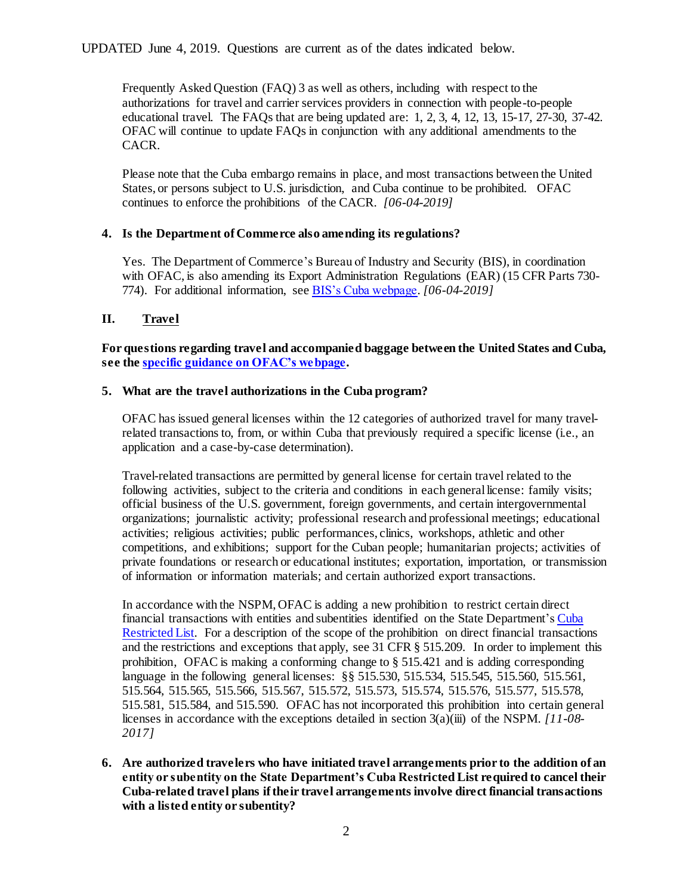Frequently Asked Question (FAQ) 3 as well as others, including with respect to the authorizations for travel and carrier services providers in connection with people-to-people educational travel. The FAQs that are being updated are: 1, 2, 3, 4, 12, 13, 15-17, 27-30, 37-42. OFAC will continue to update FAQs in conjunction with any additional amendments to the CACR.

Please note that the Cuba embargo remains in place, and most transactions between the United States, or persons subject to U.S. jurisdiction, and Cuba continue to be prohibited. OFAC continues to enforce the prohibitions of the CACR. *[06-04-2019]*

**4. Is the Department of Commerce also amending its regulations?**

Yes. The Department of Commerce's Bureau of Industry and Security (BIS), in coordination with OFAC, is also amending its Export Administration Regulations (EAR) (15 CFR Parts 730-774). For additional information, see BIS's Cuba webpage. *[06-04-2019]*

## II. Travel

**For questions regarding travel and accompanied baggage between the United States and Cuba, see the specific guidance on OFAC's webpage.**

**5. What are the travel authorizations in the Cuba program?**

OFAC has issued general licenses within the 12 categories of authorized travel for many travel-related transactions to, from, or within Cuba that previously required a specific license (i.e., an application and a case-by-case determination).

Travel-related transactions are permitted by general license for certain travel related to the following activities, subject to the criteria and conditions in each general license: family visits; official business of the U.S. government, foreign governments, and certain intergovernmental organizations; journalistic activity; professional research and professional meetings; educational activities; religious activities; public performances, clinics, workshops, athletic and other competitions, and exhibitions; support for the Cuban people; humanitarian projects; activities of private foundations or research or educational institutes; exportation, importation, or transmission of information or information materials; and certain authorized export transactions.

In accordance with the NSPM, OFAC is adding a new prohibition to restrict certain direct financial transactions with entities and subentities identified on the State Department's Cuba Restricted List. For a description of the scope of the prohibition on direct financial transactions and the restrictions and exceptions that apply, see 31 CFR § 515.209. In order to implement this prohibition, OFAC is making a conforming change to § 515.421 and is adding corresponding language in the following general licenses: §§ 515.530, 515.534, 515.545, 515.560, 515.561, 515.564, 515.565, 515.566, 515.567, 515.572, 515.573, 515.574, 515.576, 515.577, 515.578, 515.581, 515.584, and 515.590. OFAC has not incorporated this prohibition into certain general licenses in accordance with the exceptions detailed in section 3(a)(iii) of the NSPM. *[11-08-2017]*

**6. Are authorized travelers who have initiated travel arrangements prior to the addition of an entity or subentity on the State Department's Cuba Restricted List required to cancel their Cuba-related travel plans if their travel arrangements involve direct financial transactions with a listed entity or subentity?**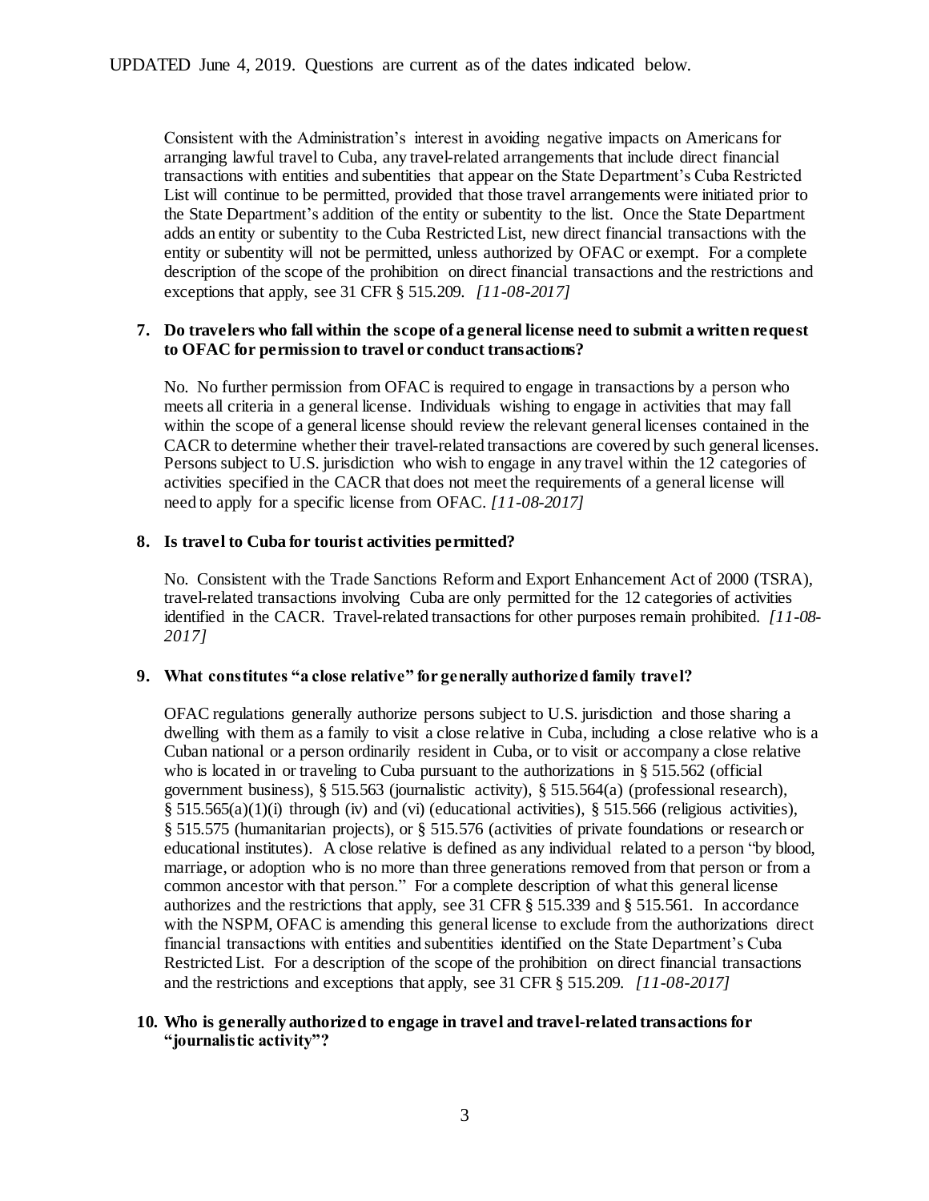Consistent with the Administration's interest in avoiding negative impacts on Americans for arranging lawful travel to Cuba, any travel-related arrangements that include direct financial transactions with entities and subentities that appear on the State Department's Cuba Restricted List will continue to be permitted, provided that those travel arrangements were initiated prior to the State Department's addition of the entity or subentity to the list. Once the State Department adds an entity or subentity to the Cuba Restricted List, new direct financial transactions with the entity or subentity will not be permitted, unless authorized by OFAC or exempt. For a complete description of the scope of the prohibition on direct financial transactions and the restrictions and exceptions that apply, see 31 CFR § 515.209. *[11-08-2017]*

**7. Do travelers who fall within the scope of a general license need to submit a written request to OFAC for permission to travel or conduct transactions?**

No. No further permission from OFAC is required to engage in transactions by a person who meets all criteria in a general license. Individuals wishing to engage in activities that may fall within the scope of a general license should review the relevant general licenses contained in the CACR to determine whether their travel-related transactions are covered by such general licenses. Persons subject to U.S. jurisdiction who wish to engage in any travel within the 12 categories of activities specified in the CACR that does not meet the requirements of a general license will need to apply for a specific license from OFAC. *[11-08-2017]*

**8. Is travel to Cuba for tourist activities permitted?**

No. Consistent with the Trade Sanctions Reform and Export Enhancement Act of 2000 (TSRA), travel-related transactions involving Cuba are only permitted for the 12 categories of activities identified in the CACR. Travel-related transactions for other purposes remain prohibited. *[11-08-2017]*

**9. What constitutes "a close relative" for generally authorized family travel?**

OFAC regulations generally authorize persons subject to U.S. jurisdiction and those sharing a dwelling with them as a family to visit a close relative in Cuba, including a close relative who is a Cuban national or a person ordinarily resident in Cuba, or to visit or accompany a close relative who is located in or traveling to Cuba pursuant to the authorizations in § 515.562 (official government business), § 515.563 (journalistic activity), § 515.564(a) (professional research), § 515.565(a)(1)(i) through (iv) and (vi) (educational activities), § 515.566 (religious activities), § 515.575 (humanitarian projects), or § 515.576 (activities of private foundations or research or educational institutes). A close relative is defined as any individual related to a person "by blood, marriage, or adoption who is no more than three generations removed from that person or from a common ancestor with that person." For a complete description of what this general license authorizes and the restrictions that apply, see 31 CFR § 515.339 and § 515.561. In accordance with the NSPM, OFAC is amending this general license to exclude from the authorizations direct financial transactions with entities and subentities identified on the State Department's Cuba Restricted List. For a description of the scope of the prohibition on direct financial transactions and the restrictions and exceptions that apply, see 31 CFR § 515.209. *[11-08-2017]*

**10. Who is generally authorized to engage in travel and travel-related transactions for "journalistic activity"?**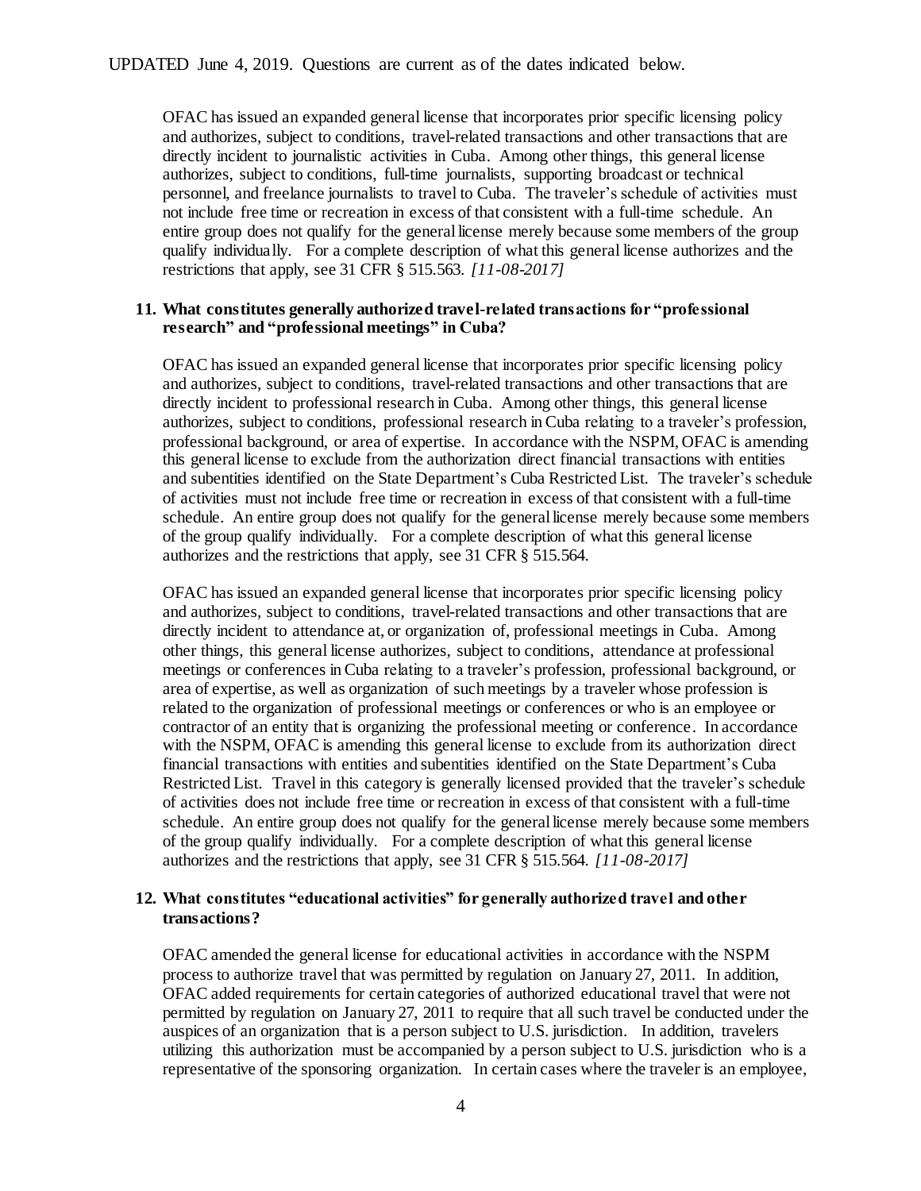OFAC has issued an expanded general license that incorporates prior specific licensing policy and authorizes, subject to conditions, travel-related transactions and other transactions that are directly incident to journalistic activities in Cuba. Among other things, this general license authorizes, subject to conditions, full-time journalists, supporting broadcast or technical personnel, and freelance journalists to travel to Cuba. The traveler's schedule of activities must not include free time or recreation in excess of that consistent with a full-time schedule. An entire group does not qualify for the general license merely because some members of the group qualify individually. For a complete description of what this general license authorizes and the restrictions that apply, see 31 CFR § 515.563. *[11-08-2017]*

**11. What constitutes generally authorized travel-related transactions for "professional research" and "professional meetings" in Cuba?**

OFAC has issued an expanded general license that incorporates prior specific licensing policy and authorizes, subject to conditions, travel-related transactions and other transactions that are directly incident to professional research in Cuba. Among other things, this general license authorizes, subject to conditions, professional research in Cuba relating to a traveler's profession, professional background, or area of expertise. In accordance with the NSPM, OFAC is amending this general license to exclude from the authorization direct financial transactions with entities and subentities identified on the State Department's Cuba Restricted List. The traveler's schedule of activities must not include free time or recreation in excess of that consistent with a full-time schedule. An entire group does not qualify for the general license merely because some members of the group qualify individually. For a complete description of what this general license authorizes and the restrictions that apply, see 31 CFR § 515.564.

OFAC has issued an expanded general license that incorporates prior specific licensing policy and authorizes, subject to conditions, travel-related transactions and other transactions that are directly incident to attendance at, or organization of, professional meetings in Cuba. Among other things, this general license authorizes, subject to conditions, attendance at professional meetings or conferences in Cuba relating to a traveler's profession, professional background, or area of expertise, as well as organization of such meetings by a traveler whose profession is related to the organization of professional meetings or conferences or who is an employee or contractor of an entity that is organizing the professional meeting or conference. In accordance with the NSPM, OFAC is amending this general license to exclude from its authorization direct financial transactions with entities and subentities identified on the State Department's Cuba Restricted List. Travel in this category is generally licensed provided that the traveler's schedule of activities does not include free time or recreation in excess of that consistent with a full-time schedule. An entire group does not qualify for the general license merely because some members of the group qualify individually. For a complete description of what this general license authorizes and the restrictions that apply, see 31 CFR § 515.564. *[11-08-2017]*

**12. What constitutes "educational activities" for generally authorized travel and other transactions?**

OFAC amended the general license for educational activities in accordance with the NSPM process to authorize travel that was permitted by regulation on January 27, 2011. In addition, OFAC added requirements for certain categories of authorized educational travel that were not permitted by regulation on January 27, 2011 to require that all such travel be conducted under the auspices of an organization that is a person subject to U.S. jurisdiction. In addition, travelers utilizing this authorization must be accompanied by a person subject to U.S. jurisdiction who is a representative of the sponsoring organization. In certain cases where the traveler is an employee,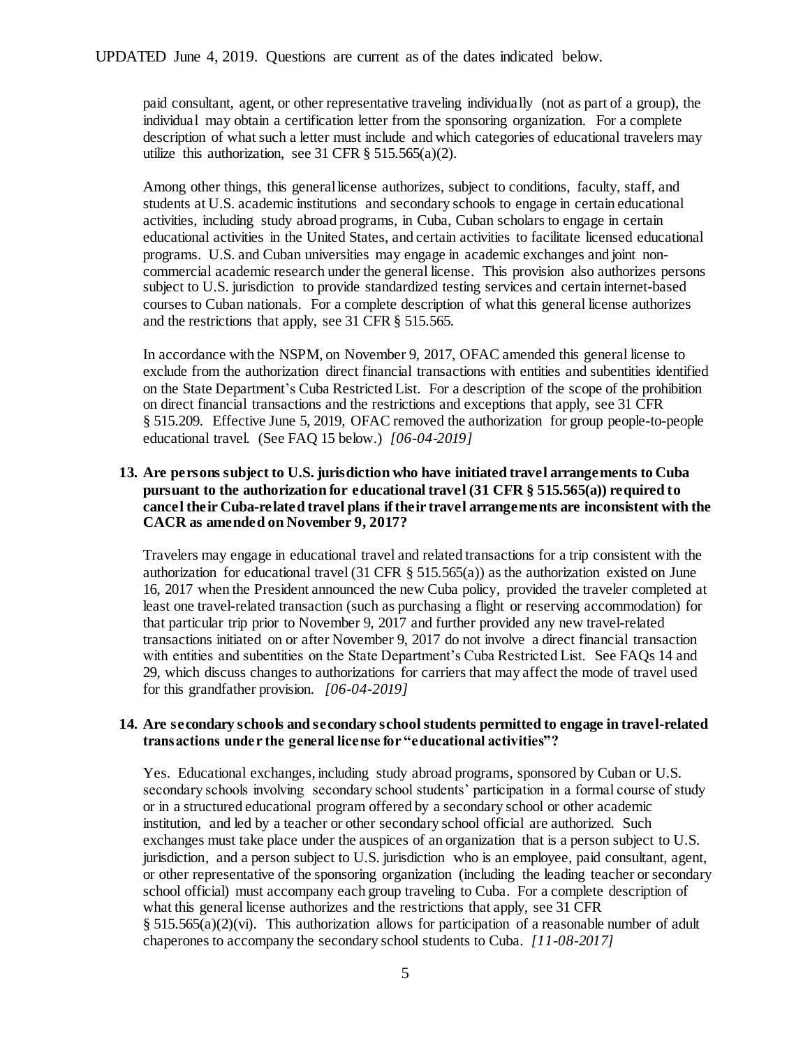paid consultant, agent, or other representative traveling individually (not as part of a group), the individual may obtain a certification letter from the sponsoring organization. For a complete description of what such a letter must include and which categories of educational travelers may utilize this authorization, see 31 CFR § 515.565(a)(2).

Among other things, this general license authorizes, subject to conditions, faculty, staff, and students at U.S. academic institutions and secondary schools to engage in certain educational activities, including study abroad programs, in Cuba, Cuban scholars to engage in certain educational activities in the United States, and certain activities to facilitate licensed educational programs. U.S. and Cuban universities may engage in academic exchanges and joint non-commercial academic research under the general license. This provision also authorizes persons subject to U.S. jurisdiction to provide standardized testing services and certain internet-based courses to Cuban nationals. For a complete description of what this general license authorizes and the restrictions that apply, see 31 CFR § 515.565.

In accordance with the NSPM, on November 9, 2017, OFAC amended this general license to exclude from the authorization direct financial transactions with entities and subentities identified on the State Department's Cuba Restricted List. For a description of the scope of the prohibition on direct financial transactions and the restrictions and exceptions that apply, see 31 CFR § 515.209. Effective June 5, 2019, OFAC removed the authorization for group people-to-people educational travel. (See FAQ 15 below.) *[06-04-2019]*

**13. Are persons subject to U.S. jurisdiction who have initiated travel arrangements to Cuba pursuant to the authorization for educational travel (31 CFR § 515.565(a)) required to cancel their Cuba-related travel plans if their travel arrangements are inconsistent with the CACR as amended on November 9, 2017?**

Travelers may engage in educational travel and related transactions for a trip consistent with the authorization for educational travel (31 CFR § 515.565(a)) as the authorization existed on June 16, 2017 when the President announced the new Cuba policy, provided the traveler completed at least one travel-related transaction (such as purchasing a flight or reserving accommodation) for that particular trip prior to November 9, 2017 and further provided any new travel-related transactions initiated on or after November 9, 2017 do not involve a direct financial transaction with entities and subentities on the State Department's Cuba Restricted List. See FAQs 14 and 29, which discuss changes to authorizations for carriers that may affect the mode of travel used for this grandfather provision. *[06-04-2019]*

**14. Are secondary schools and secondary school students permitted to engage in travel-related transactions under the general license for "educational activities"?**

Yes. Educational exchanges, including study abroad programs, sponsored by Cuban or U.S. secondary schools involving secondary school students' participation in a formal course of study or in a structured educational program offered by a secondary school or other academic institution, and led by a teacher or other secondary school official are authorized. Such exchanges must take place under the auspices of an organization that is a person subject to U.S. jurisdiction, and a person subject to U.S. jurisdiction who is an employee, paid consultant, agent, or other representative of the sponsoring organization (including the leading teacher or secondary school official) must accompany each group traveling to Cuba. For a complete description of what this general license authorizes and the restrictions that apply, see 31 CFR § 515.565(a)(2)(vi). This authorization allows for participation of a reasonable number of adult chaperones to accompany the secondary school students to Cuba. *[11-08-2017]*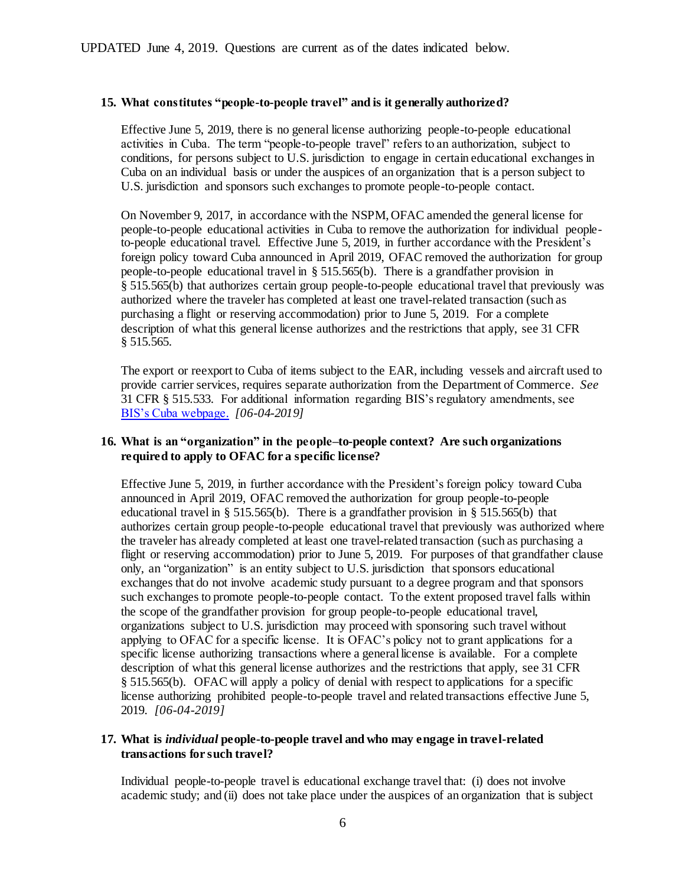UPDATED June 4, 2019. Questions are current as of the dates indicated below.

**15. What constitutes "people-to-people travel" and is it generally authorized?**

Effective June 5, 2019, there is no general license authorizing people-to-people educational activities in Cuba. The term "people-to-people travel" refers to an authorization, subject to conditions, for persons subject to U.S. jurisdiction to engage in certain educational exchanges in Cuba on an individual basis or under the auspices of an organization that is a person subject to U.S. jurisdiction and sponsors such exchanges to promote people-to-people contact.

On November 9, 2017, in accordance with the NSPM, OFAC amended the general license for people-to-people educational activities in Cuba to remove the authorization for individual people-to-people educational travel. Effective June 5, 2019, in further accordance with the President's foreign policy toward Cuba announced in April 2019, OFAC removed the authorization for group people-to-people educational travel in § 515.565(b). There is a grandfather provision in § 515.565(b) that authorizes certain group people-to-people educational travel that previously was authorized where the traveler has completed at least one travel-related transaction (such as purchasing a flight or reserving accommodation) prior to June 5, 2019. For a complete description of what this general license authorizes and the restrictions that apply, see 31 CFR § 515.565.

The export or reexport to Cuba of items subject to the EAR, including vessels and aircraft used to provide carrier services, requires separate authorization from the Department of Commerce. *See* 31 CFR § 515.533. For additional information regarding BIS's regulatory amendments, see BIS's Cuba webpage. *[06-04-2019]*

**16. What is an "organization" in the people–to-people context? Are such organizations required to apply to OFAC for a specific license?**

Effective June 5, 2019, in further accordance with the President's foreign policy toward Cuba announced in April 2019, OFAC removed the authorization for group people-to-people educational travel in § 515.565(b). There is a grandfather provision in § 515.565(b) that authorizes certain group people-to-people educational travel that previously was authorized where the traveler has already completed at least one travel-related transaction (such as purchasing a flight or reserving accommodation) prior to June 5, 2019. For purposes of that grandfather clause only, an "organization" is an entity subject to U.S. jurisdiction that sponsors educational exchanges that do not involve academic study pursuant to a degree program and that sponsors such exchanges to promote people-to-people contact. To the extent proposed travel falls within the scope of the grandfather provision for group people-to-people educational travel, organizations subject to U.S. jurisdiction may proceed with sponsoring such travel without applying to OFAC for a specific license. It is OFAC's policy not to grant applications for a specific license authorizing transactions where a general license is available. For a complete description of what this general license authorizes and the restrictions that apply, see 31 CFR § 515.565(b). OFAC will apply a policy of denial with respect to applications for a specific license authorizing prohibited people-to-people travel and related transactions effective June 5, 2019. *[06-04-2019]*

**17. What is *individual* people-to-people travel and who may engage in travel-related transactions for such travel?**

Individual people-to-people travel is educational exchange travel that: (i) does not involve academic study; and (ii) does not take place under the auspices of an organization that is subject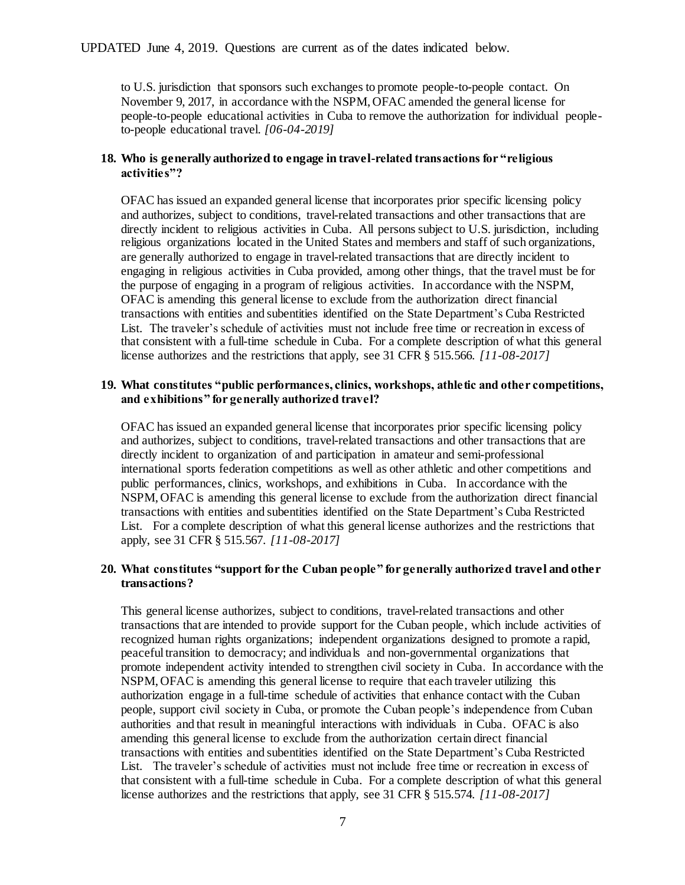to U.S. jurisdiction that sponsors such exchanges to promote people-to-people contact. On November 9, 2017, in accordance with the NSPM, OFAC amended the general license for people-to-people educational activities in Cuba to remove the authorization for individual people-to-people educational travel. *[06-04-2019]*

**18. Who is generally authorized to engage in travel-related transactions for "religious activities"?**

OFAC has issued an expanded general license that incorporates prior specific licensing policy and authorizes, subject to conditions, travel-related transactions and other transactions that are directly incident to religious activities in Cuba. All persons subject to U.S. jurisdiction, including religious organizations located in the United States and members and staff of such organizations, are generally authorized to engage in travel-related transactions that are directly incident to engaging in religious activities in Cuba provided, among other things, that the travel must be for the purpose of engaging in a program of religious activities. In accordance with the NSPM, OFAC is amending this general license to exclude from the authorization direct financial transactions with entities and subentities identified on the State Department's Cuba Restricted List. The traveler's schedule of activities must not include free time or recreation in excess of that consistent with a full-time schedule in Cuba. For a complete description of what this general license authorizes and the restrictions that apply, see 31 CFR § 515.566. *[11-08-2017]*

**19. What constitutes "public performances, clinics, workshops, athletic and other competitions, and exhibitions" for generally authorized travel?**

OFAC has issued an expanded general license that incorporates prior specific licensing policy and authorizes, subject to conditions, travel-related transactions and other transactions that are directly incident to organization of and participation in amateur and semi-professional international sports federation competitions as well as other athletic and other competitions and public performances, clinics, workshops, and exhibitions in Cuba. In accordance with the NSPM, OFAC is amending this general license to exclude from the authorization direct financial transactions with entities and subentities identified on the State Department's Cuba Restricted List. For a complete description of what this general license authorizes and the restrictions that apply, see 31 CFR § 515.567. *[11-08-2017]*

**20. What constitutes "support for the Cuban people" for generally authorized travel and other transactions?**

This general license authorizes, subject to conditions, travel-related transactions and other transactions that are intended to provide support for the Cuban people, which include activities of recognized human rights organizations; independent organizations designed to promote a rapid, peaceful transition to democracy; and individuals and non-governmental organizations that promote independent activity intended to strengthen civil society in Cuba. In accordance with the NSPM, OFAC is amending this general license to require that each traveler utilizing this authorization engage in a full-time schedule of activities that enhance contact with the Cuban people, support civil society in Cuba, or promote the Cuban people's independence from Cuban authorities and that result in meaningful interactions with individuals in Cuba. OFAC is also amending this general license to exclude from the authorization certain direct financial transactions with entities and subentities identified on the State Department's Cuba Restricted List. The traveler's schedule of activities must not include free time or recreation in excess of that consistent with a full-time schedule in Cuba. For a complete description of what this general license authorizes and the restrictions that apply, see 31 CFR § 515.574. *[11-08-2017]*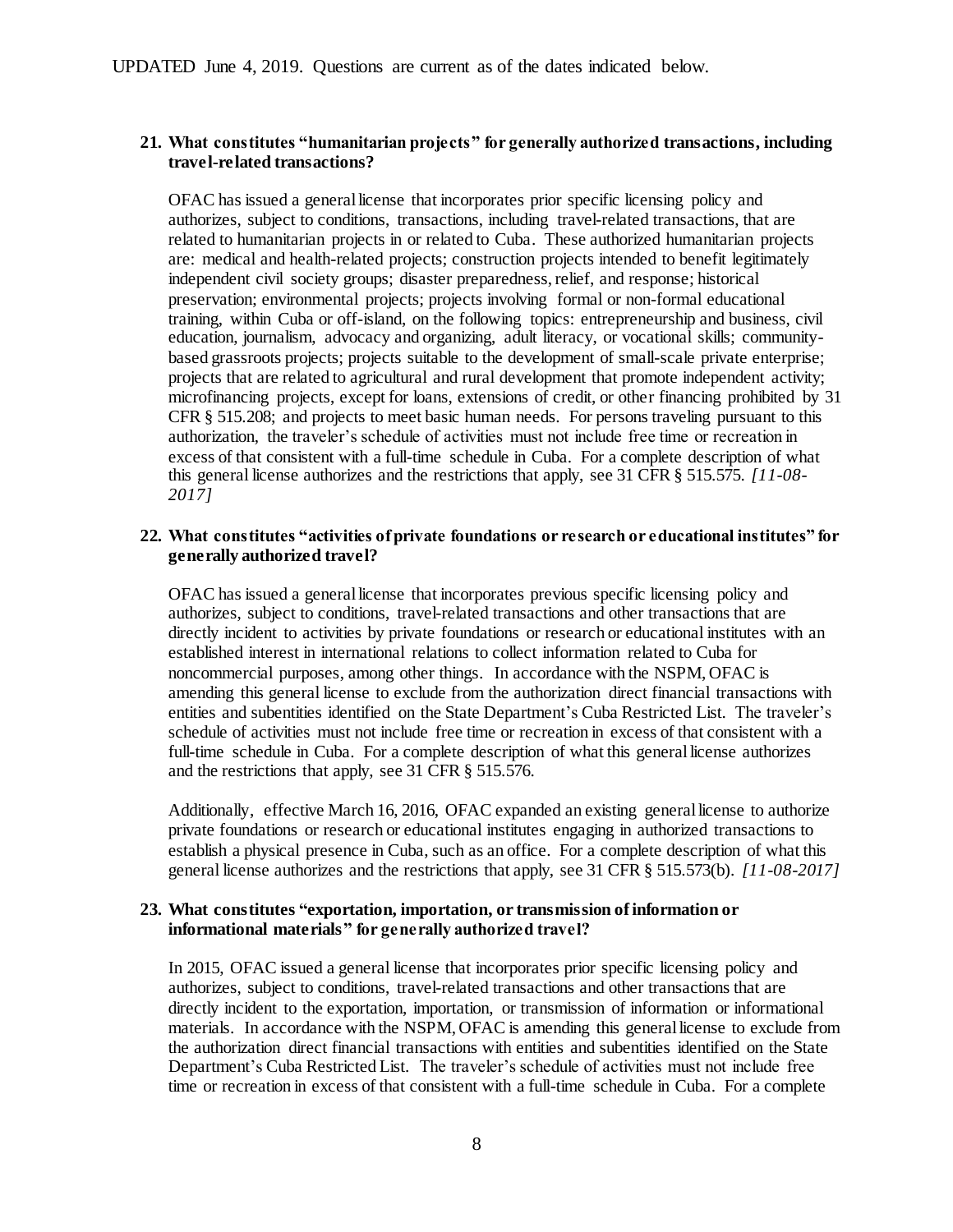**21. What constitutes "humanitarian projects" for generally authorized transactions, including travel-related transactions?**

OFAC has issued a general license that incorporates prior specific licensing policy and authorizes, subject to conditions, transactions, including travel-related transactions, that are related to humanitarian projects in or related to Cuba. These authorized humanitarian projects are: medical and health-related projects; construction projects intended to benefit legitimately independent civil society groups; disaster preparedness, relief, and response; historical preservation; environmental projects; projects involving formal or non-formal educational training, within Cuba or off-island, on the following topics: entrepreneurship and business, civil education, journalism, advocacy and organizing, adult literacy, or vocational skills; community-based grassroots projects; projects suitable to the development of small-scale private enterprise; projects that are related to agricultural and rural development that promote independent activity; microfinancing projects, except for loans, extensions of credit, or other financing prohibited by 31 CFR § 515.208; and projects to meet basic human needs. For persons traveling pursuant to this authorization, the traveler's schedule of activities must not include free time or recreation in excess of that consistent with a full-time schedule in Cuba. For a complete description of what this general license authorizes and the restrictions that apply, see 31 CFR § 515.575. *[11-08-2017]*

**22. What constitutes "activities of private foundations or research or educational institutes" for generally authorized travel?**

OFAC has issued a general license that incorporates previous specific licensing policy and authorizes, subject to conditions, travel-related transactions and other transactions that are directly incident to activities by private foundations or research or educational institutes with an established interest in international relations to collect information related to Cuba for noncommercial purposes, among other things. In accordance with the NSPM, OFAC is amending this general license to exclude from the authorization direct financial transactions with entities and subentities identified on the State Department's Cuba Restricted List. The traveler's schedule of activities must not include free time or recreation in excess of that consistent with a full-time schedule in Cuba. For a complete description of what this general license authorizes and the restrictions that apply, see 31 CFR § 515.576.

Additionally, effective March 16, 2016, OFAC expanded an existing general license to authorize private foundations or research or educational institutes engaging in authorized transactions to establish a physical presence in Cuba, such as an office. For a complete description of what this general license authorizes and the restrictions that apply, see 31 CFR § 515.573(b). *[11-08-2017]*

**23. What constitutes "exportation, importation, or transmission of information or informational materials" for generally authorized travel?**

In 2015, OFAC issued a general license that incorporates prior specific licensing policy and authorizes, subject to conditions, travel-related transactions and other transactions that are directly incident to the exportation, importation, or transmission of information or informational materials. In accordance with the NSPM, OFAC is amending this general license to exclude from the authorization direct financial transactions with entities and subentities identified on the State Department's Cuba Restricted List. The traveler's schedule of activities must not include free time or recreation in excess of that consistent with a full-time schedule in Cuba. For a complete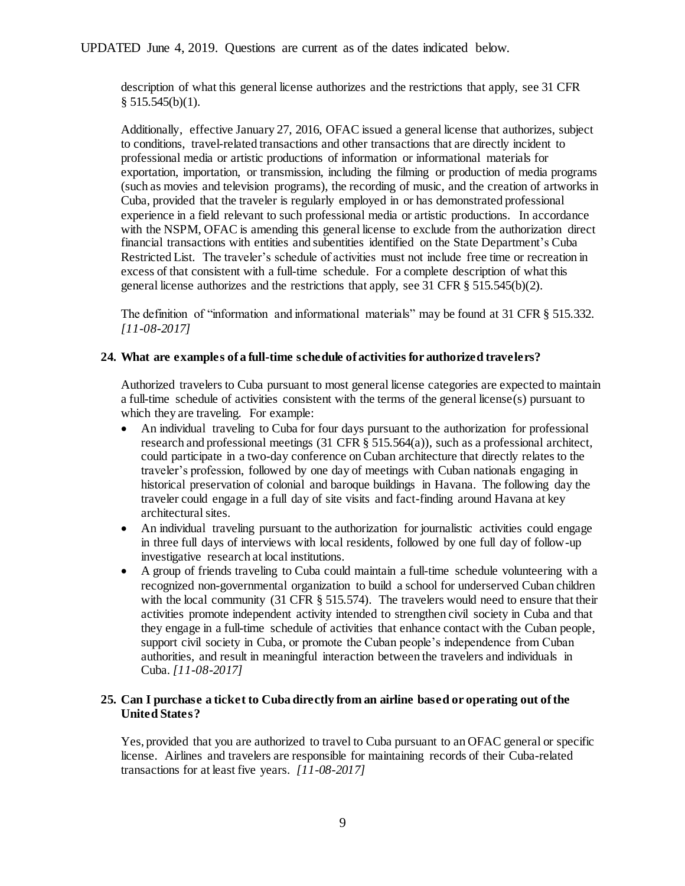description of what this general license authorizes and the restrictions that apply, see 31 CFR § 515.545(b)(1).

Additionally, effective January 27, 2016, OFAC issued a general license that authorizes, subject to conditions, travel-related transactions and other transactions that are directly incident to professional media or artistic productions of information or informational materials for exportation, importation, or transmission, including the filming or production of media programs (such as movies and television programs), the recording of music, and the creation of artworks in Cuba, provided that the traveler is regularly employed in or has demonstrated professional experience in a field relevant to such professional media or artistic productions. In accordance with the NSPM, OFAC is amending this general license to exclude from the authorization direct financial transactions with entities and subentities identified on the State Department's Cuba Restricted List. The traveler's schedule of activities must not include free time or recreation in excess of that consistent with a full-time schedule. For a complete description of what this general license authorizes and the restrictions that apply, see 31 CFR § 515.545(b)(2).

The definition of "information and informational materials" may be found at 31 CFR § 515.332. *[11-08-2017]*

**24. What are examples of a full-time schedule of activities for authorized travelers?**

Authorized travelers to Cuba pursuant to most general license categories are expected to maintain a full-time schedule of activities consistent with the terms of the general license(s) pursuant to which they are traveling. For example:

- An individual traveling to Cuba for four days pursuant to the authorization for professional research and professional meetings (31 CFR § 515.564(a)), such as a professional architect, could participate in a two-day conference on Cuban architecture that directly relates to the traveler's profession, followed by one day of meetings with Cuban nationals engaging in historical preservation of colonial and baroque buildings in Havana. The following day the traveler could engage in a full day of site visits and fact-finding around Havana at key architectural sites.
- An individual traveling pursuant to the authorization for journalistic activities could engage in three full days of interviews with local residents, followed by one full day of follow-up investigative research at local institutions.
- A group of friends traveling to Cuba could maintain a full-time schedule volunteering with a recognized non-governmental organization to build a school for underserved Cuban children with the local community (31 CFR § 515.574). The travelers would need to ensure that their activities promote independent activity intended to strengthen civil society in Cuba and that they engage in a full-time schedule of activities that enhance contact with the Cuban people, support civil society in Cuba, or promote the Cuban people's independence from Cuban authorities, and result in meaningful interaction between the travelers and individuals in Cuba. *[11-08-2017]*

**25. Can I purchase a ticket to Cuba directly from an airline based or operating out of the United States?**

Yes, provided that you are authorized to travel to Cuba pursuant to an OFAC general or specific license. Airlines and travelers are responsible for maintaining records of their Cuba-related transactions for at least five years. *[11-08-2017]*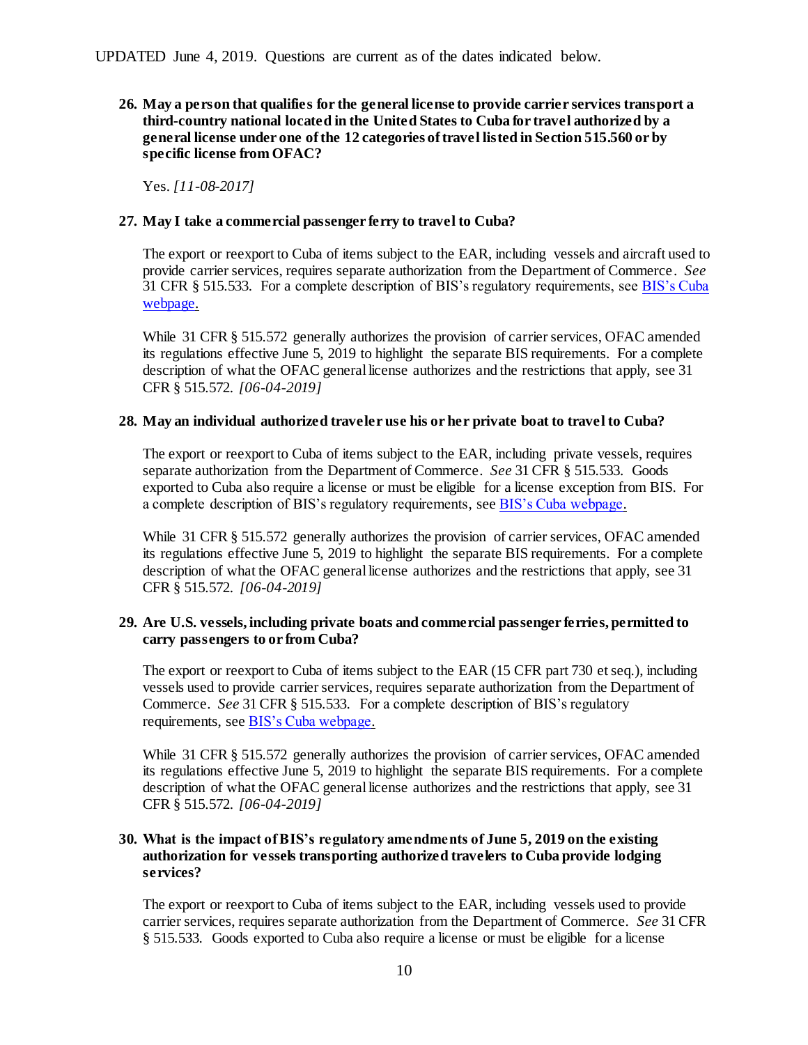UPDATED June 4, 2019. Questions are current as of the dates indicated below.

**26. May a person that qualifies for the general license to provide carrier services transport a third-country national located in the United States to Cuba for travel authorized by a general license under one of the 12 categories of travel listed in Section 515.560 or by specific license from OFAC?**

Yes. *[11-08-2017]*

**27. May I take a commercial passenger ferry to travel to Cuba?**

The export or reexport to Cuba of items subject to the EAR, including vessels and aircraft used to provide carrier services, requires separate authorization from the Department of Commerce. *See* 31 CFR § 515.533. For a complete description of BIS's regulatory requirements, see BIS's Cuba webpage.

While 31 CFR § 515.572 generally authorizes the provision of carrier services, OFAC amended its regulations effective June 5, 2019 to highlight the separate BIS requirements. For a complete description of what the OFAC general license authorizes and the restrictions that apply, see 31 CFR § 515.572. *[06-04-2019]*

**28. May an individual authorized traveler use his or her private boat to travel to Cuba?**

The export or reexport to Cuba of items subject to the EAR, including private vessels, requires separate authorization from the Department of Commerce. *See* 31 CFR § 515.533. Goods exported to Cuba also require a license or must be eligible for a license exception from BIS. For a complete description of BIS's regulatory requirements, see BIS's Cuba webpage.

While 31 CFR § 515.572 generally authorizes the provision of carrier services, OFAC amended its regulations effective June 5, 2019 to highlight the separate BIS requirements. For a complete description of what the OFAC general license authorizes and the restrictions that apply, see 31 CFR § 515.572. *[06-04-2019]*

**29. Are U.S. vessels, including private boats and commercial passenger ferries, permitted to carry passengers to or from Cuba?**

The export or reexport to Cuba of items subject to the EAR (15 CFR part 730 et seq.), including vessels used to provide carrier services, requires separate authorization from the Department of Commerce. *See* 31 CFR § 515.533. For a complete description of BIS's regulatory requirements, see BIS's Cuba webpage.

While 31 CFR § 515.572 generally authorizes the provision of carrier services, OFAC amended its regulations effective June 5, 2019 to highlight the separate BIS requirements. For a complete description of what the OFAC general license authorizes and the restrictions that apply, see 31 CFR § 515.572. *[06-04-2019]*

**30. What is the impact of BIS's regulatory amendments of June 5, 2019 on the existing authorization for vessels transporting authorized travelers to Cuba provide lodging services?**

The export or reexport to Cuba of items subject to the EAR, including vessels used to provide carrier services, requires separate authorization from the Department of Commerce. *See* 31 CFR § 515.533. Goods exported to Cuba also require a license or must be eligible for a license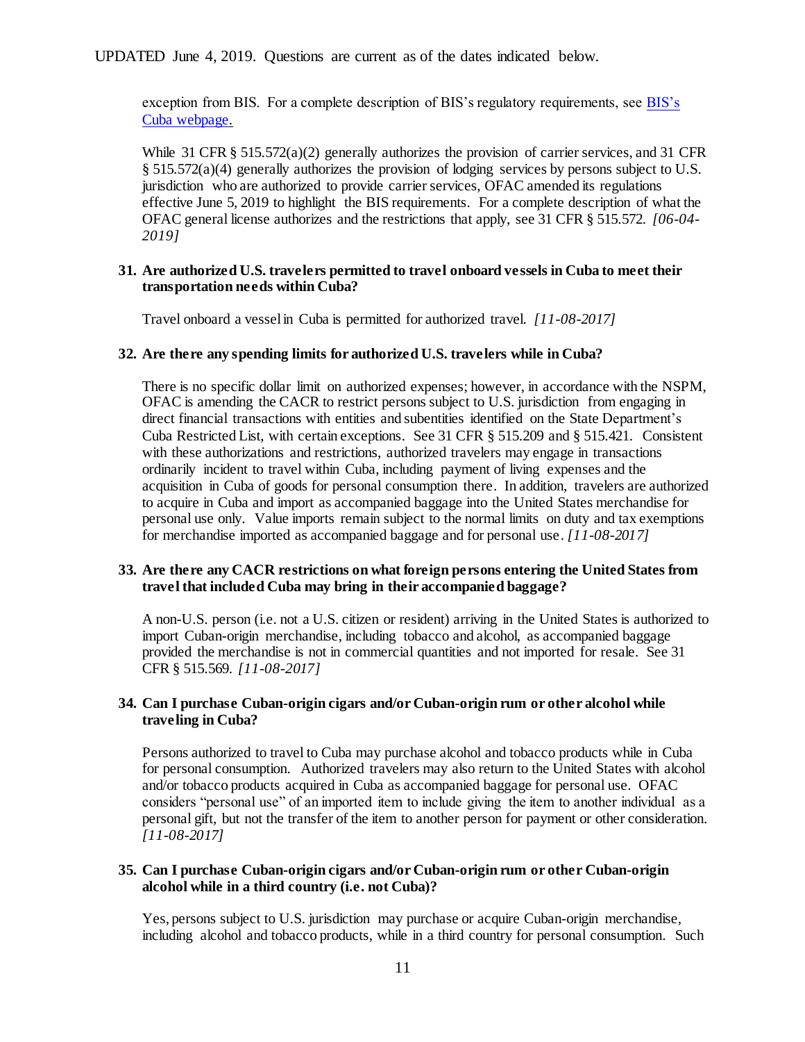exception from BIS. For a complete description of BIS's regulatory requirements, see [BIS's Cuba webpage.]

While 31 CFR § 515.572(a)(2) generally authorizes the provision of carrier services, and 31 CFR § 515.572(a)(4) generally authorizes the provision of lodging services by persons subject to U.S. jurisdiction who are authorized to provide carrier services, OFAC amended its regulations effective June 5, 2019 to highlight the BIS requirements. For a complete description of what the OFAC general license authorizes and the restrictions that apply, see 31 CFR § 515.572. *[06-04-2019]*

**31. Are authorized U.S. travelers permitted to travel onboard vessels in Cuba to meet their transportation needs within Cuba?**

Travel onboard a vessel in Cuba is permitted for authorized travel. *[11-08-2017]*

**32. Are there any spending limits for authorized U.S. travelers while in Cuba?**

There is no specific dollar limit on authorized expenses; however, in accordance with the NSPM, OFAC is amending the CACR to restrict persons subject to U.S. jurisdiction from engaging in direct financial transactions with entities and subentities identified on the State Department's Cuba Restricted List, with certain exceptions. See 31 CFR § 515.209 and § 515.421. Consistent with these authorizations and restrictions, authorized travelers may engage in transactions ordinarily incident to travel within Cuba, including payment of living expenses and the acquisition in Cuba of goods for personal consumption there. In addition, travelers are authorized to acquire in Cuba and import as accompanied baggage into the United States merchandise for personal use only. Value imports remain subject to the normal limits on duty and tax exemptions for merchandise imported as accompanied baggage and for personal use. *[11-08-2017]*

**33. Are there any CACR restrictions on what foreign persons entering the United States from travel that included Cuba may bring in their accompanied baggage?**

A non-U.S. person (i.e. not a U.S. citizen or resident) arriving in the United States is authorized to import Cuban-origin merchandise, including tobacco and alcohol, as accompanied baggage provided the merchandise is not in commercial quantities and not imported for resale. See 31 CFR § 515.569. *[11-08-2017]*

**34. Can I purchase Cuban-origin cigars and/or Cuban-origin rum or other alcohol while traveling in Cuba?**

Persons authorized to travel to Cuba may purchase alcohol and tobacco products while in Cuba for personal consumption. Authorized travelers may also return to the United States with alcohol and/or tobacco products acquired in Cuba as accompanied baggage for personal use. OFAC considers "personal use" of an imported item to include giving the item to another individual as a personal gift, but not the transfer of the item to another person for payment or other consideration. *[11-08-2017]*

**35. Can I purchase Cuban-origin cigars and/or Cuban-origin rum or other Cuban-origin alcohol while in a third country (i.e. not Cuba)?**

Yes, persons subject to U.S. jurisdiction may purchase or acquire Cuban-origin merchandise, including alcohol and tobacco products, while in a third country for personal consumption. Such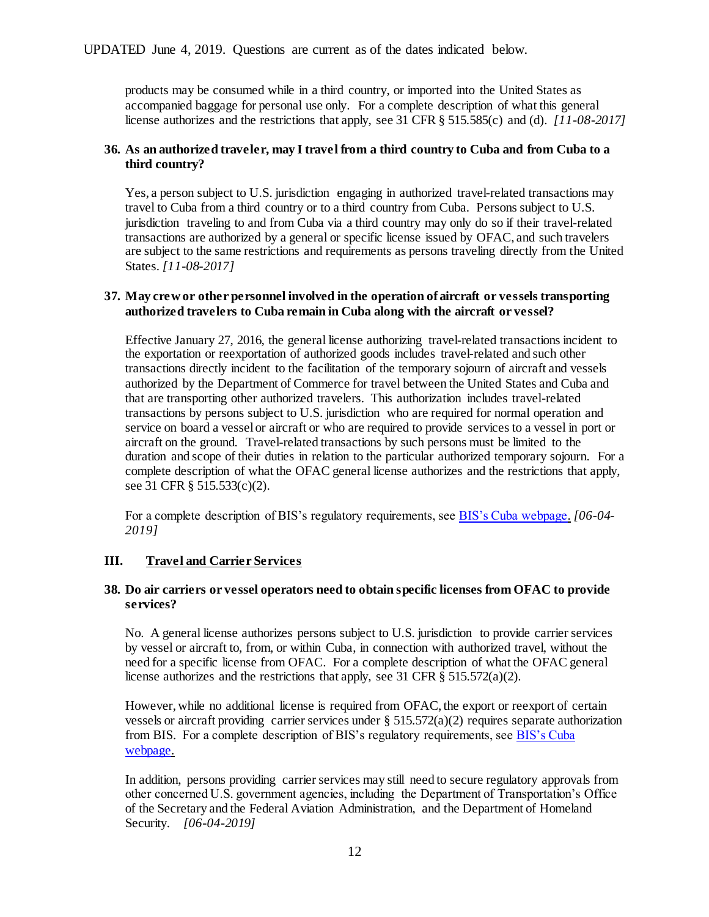products may be consumed while in a third country, or imported into the United States as accompanied baggage for personal use only. For a complete description of what this general license authorizes and the restrictions that apply, see 31 CFR § 515.585(c) and (d). *[11-08-2017]*

**36. As an authorized traveler, may I travel from a third country to Cuba and from Cuba to a third country?**

Yes, a person subject to U.S. jurisdiction engaging in authorized travel-related transactions may travel to Cuba from a third country or to a third country from Cuba. Persons subject to U.S. jurisdiction traveling to and from Cuba via a third country may only do so if their travel-related transactions are authorized by a general or specific license issued by OFAC, and such travelers are subject to the same restrictions and requirements as persons traveling directly from the United States. *[11-08-2017]*

**37. May crew or other personnel involved in the operation of aircraft or vessels transporting authorized travelers to Cuba remain in Cuba along with the aircraft or vessel?**

Effective January 27, 2016, the general license authorizing travel-related transactions incident to the exportation or reexportation of authorized goods includes travel-related and such other transactions directly incident to the facilitation of the temporary sojourn of aircraft and vessels authorized by the Department of Commerce for travel between the United States and Cuba and that are transporting other authorized travelers. This authorization includes travel-related transactions by persons subject to U.S. jurisdiction who are required for normal operation and service on board a vessel or aircraft or who are required to provide services to a vessel in port or aircraft on the ground. Travel-related transactions by such persons must be limited to the duration and scope of their duties in relation to the particular authorized temporary sojourn. For a complete description of what the OFAC general license authorizes and the restrictions that apply, see 31 CFR § 515.533(c)(2).

For a complete description of BIS's regulatory requirements, see [BIS's Cuba webpage.](BIS's Cuba webpage) *[06-04-2019]*

## III. Travel and Carrier Services

**38. Do air carriers or vessel operators need to obtain specific licenses from OFAC to provide services?**

No. A general license authorizes persons subject to U.S. jurisdiction to provide carrier services by vessel or aircraft to, from, or within Cuba, in connection with authorized travel, without the need for a specific license from OFAC. For a complete description of what the OFAC general license authorizes and the restrictions that apply, see 31 CFR § 515.572(a)(2).

However, while no additional license is required from OFAC, the export or reexport of certain vessels or aircraft providing carrier services under § 515.572(a)(2) requires separate authorization from BIS. For a complete description of BIS's regulatory requirements, see [BIS's Cuba webpage.](BIS's Cuba webpage)

In addition, persons providing carrier services may still need to secure regulatory approvals from other concerned U.S. government agencies, including the Department of Transportation's Office of the Secretary and the Federal Aviation Administration, and the Department of Homeland Security. *[06-04-2019]*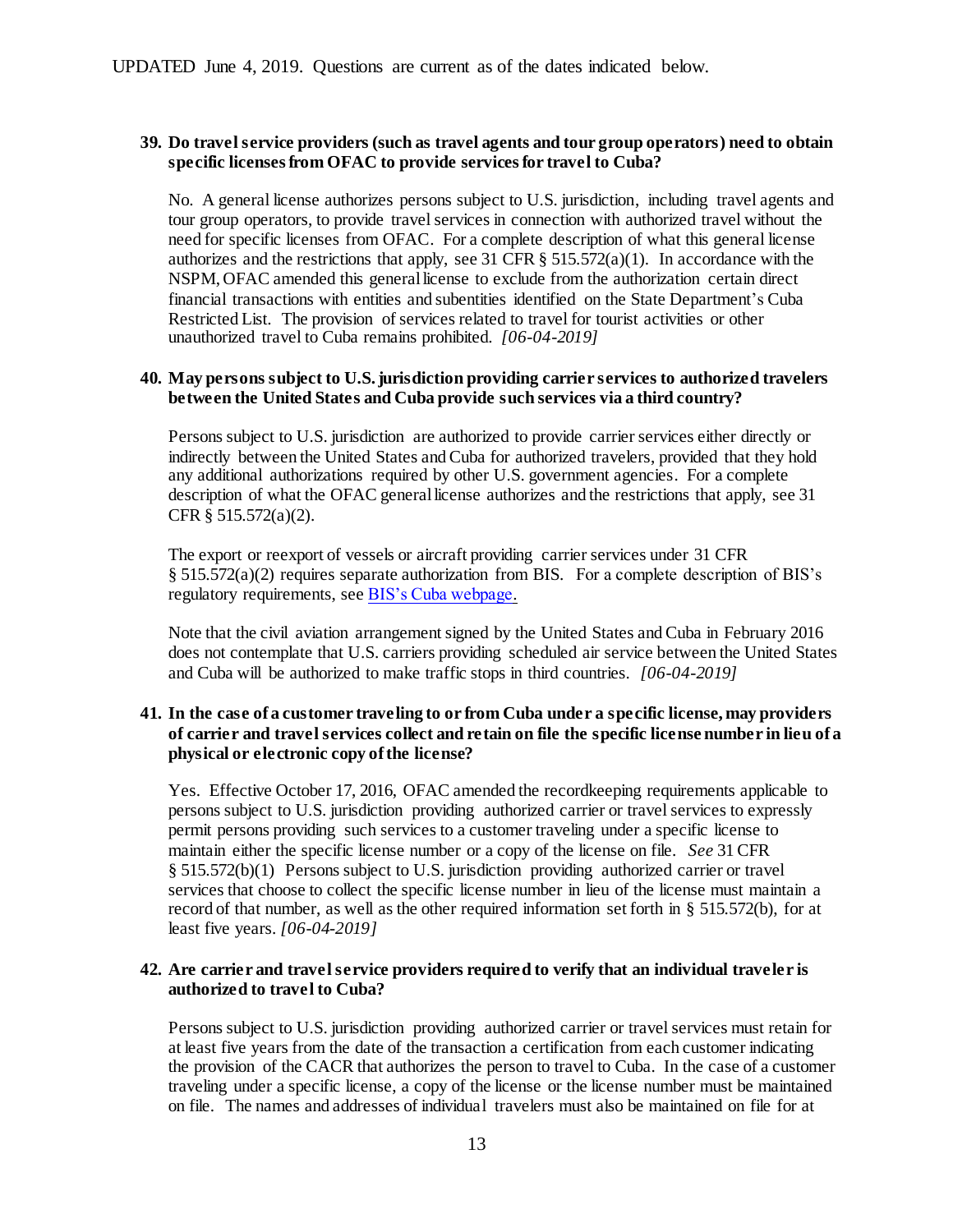UPDATED June 4, 2019. Questions are current as of the dates indicated below.

**39. Do travel service providers (such as travel agents and tour group operators) need to obtain specific licenses from OFAC to provide services for travel to Cuba?**

No. A general license authorizes persons subject to U.S. jurisdiction, including travel agents and tour group operators, to provide travel services in connection with authorized travel without the need for specific licenses from OFAC. For a complete description of what this general license authorizes and the restrictions that apply, see 31 CFR § 515.572(a)(1). In accordance with the NSPM, OFAC amended this general license to exclude from the authorization certain direct financial transactions with entities and subentities identified on the State Department's Cuba Restricted List. The provision of services related to travel for tourist activities or other unauthorized travel to Cuba remains prohibited. *[06-04-2019]*

**40. May persons subject to U.S. jurisdiction providing carrier services to authorized travelers between the United States and Cuba provide such services via a third country?**

Persons subject to U.S. jurisdiction are authorized to provide carrier services either directly or indirectly between the United States and Cuba for authorized travelers, provided that they hold any additional authorizations required by other U.S. government agencies. For a complete description of what the OFAC general license authorizes and the restrictions that apply, see 31 CFR § 515.572(a)(2).

The export or reexport of vessels or aircraft providing carrier services under 31 CFR § 515.572(a)(2) requires separate authorization from BIS. For a complete description of BIS's regulatory requirements, see BIS's Cuba webpage.

Note that the civil aviation arrangement signed by the United States and Cuba in February 2016 does not contemplate that U.S. carriers providing scheduled air service between the United States and Cuba will be authorized to make traffic stops in third countries. *[06-04-2019]*

**41. In the case of a customer traveling to or from Cuba under a specific license, may providers of carrier and travel services collect and retain on file the specific license number in lieu of a physical or electronic copy of the license?**

Yes. Effective October 17, 2016, OFAC amended the recordkeeping requirements applicable to persons subject to U.S. jurisdiction providing authorized carrier or travel services to expressly permit persons providing such services to a customer traveling under a specific license to maintain either the specific license number or a copy of the license on file. *See* 31 CFR § 515.572(b)(1) Persons subject to U.S. jurisdiction providing authorized carrier or travel services that choose to collect the specific license number in lieu of the license must maintain a record of that number, as well as the other required information set forth in § 515.572(b), for at least five years. *[06-04-2019]*

**42. Are carrier and travel service providers required to verify that an individual traveler is authorized to travel to Cuba?**

Persons subject to U.S. jurisdiction providing authorized carrier or travel services must retain for at least five years from the date of the transaction a certification from each customer indicating the provision of the CACR that authorizes the person to travel to Cuba. In the case of a customer traveling under a specific license, a copy of the license or the license number must be maintained on file. The names and addresses of individual travelers must also be maintained on file for at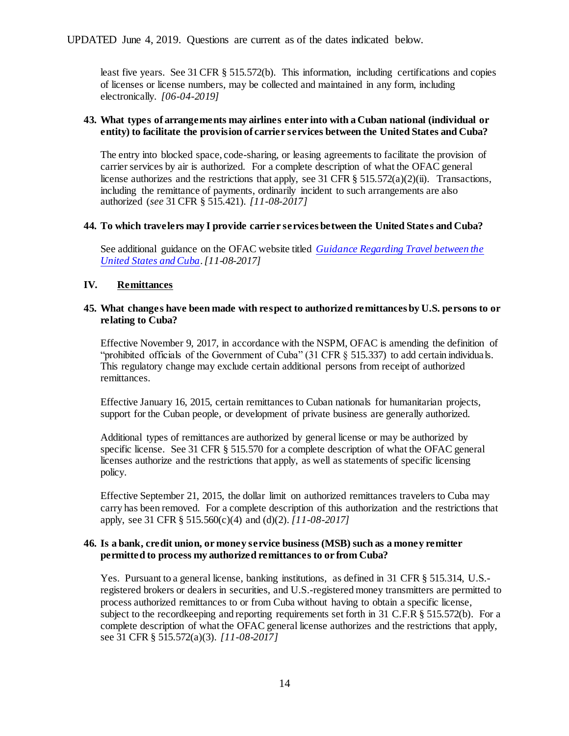least five years. See 31 CFR § 515.572(b). This information, including certifications and copies of licenses or license numbers, may be collected and maintained in any form, including electronically. *[06-04-2019]*

**43. What types of arrangements may airlines enter into with a Cuban national (individual or entity) to facilitate the provision of carrier services between the United States and Cuba?**

The entry into blocked space, code-sharing, or leasing agreements to facilitate the provision of carrier services by air is authorized. For a complete description of what the OFAC general license authorizes and the restrictions that apply, see 31 CFR § 515.572(a)(2)(ii). Transactions, including the remittance of payments, ordinarily incident to such arrangements are also authorized (*see* 31 CFR § 515.421). *[11-08-2017]*

**44. To which travelers may I provide carrier services between the United States and Cuba?**

See additional guidance on the OFAC website titled *Guidance Regarding Travel between the United States and Cuba*. *[11-08-2017]*

## IV. Remittances

**45. What changes have been made with respect to authorized remittances by U.S. persons to or relating to Cuba?**

Effective November 9, 2017, in accordance with the NSPM, OFAC is amending the definition of "prohibited officials of the Government of Cuba" (31 CFR § 515.337) to add certain individuals. This regulatory change may exclude certain additional persons from receipt of authorized remittances.

Effective January 16, 2015, certain remittances to Cuban nationals for humanitarian projects, support for the Cuban people, or development of private business are generally authorized.

Additional types of remittances are authorized by general license or may be authorized by specific license. See 31 CFR § 515.570 for a complete description of what the OFAC general licenses authorize and the restrictions that apply, as well as statements of specific licensing policy.

Effective September 21, 2015, the dollar limit on authorized remittances travelers to Cuba may carry has been removed. For a complete description of this authorization and the restrictions that apply, see 31 CFR § 515.560(c)(4) and (d)(2). *[11-08-2017]*

**46. Is a bank, credit union, or money service business (MSB) such as a money remitter permitted to process my authorized remittances to or from Cuba?**

Yes. Pursuant to a general license, banking institutions, as defined in 31 CFR § 515.314, U.S.-registered brokers or dealers in securities, and U.S.-registered money transmitters are permitted to process authorized remittances to or from Cuba without having to obtain a specific license, subject to the recordkeeping and reporting requirements set forth in 31 C.F.R § 515.572(b). For a complete description of what the OFAC general license authorizes and the restrictions that apply, see 31 CFR § 515.572(a)(3). *[11-08-2017]*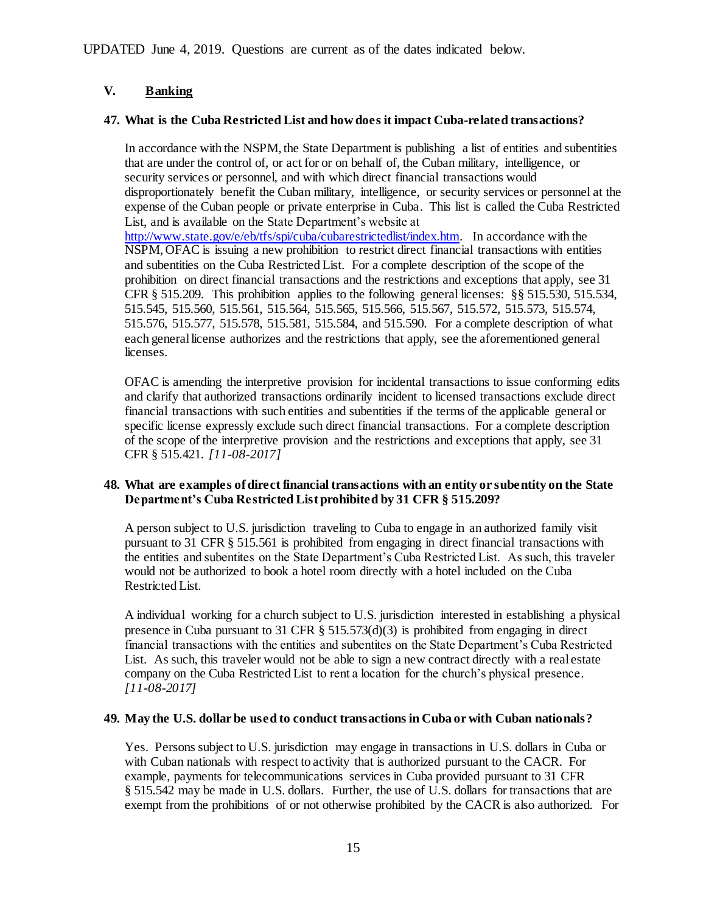UPDATED June 4, 2019. Questions are current as of the dates indicated below.

## V. Banking

### 47. What is the Cuba Restricted List and how does it impact Cuba-related transactions?

In accordance with the NSPM, the State Department is publishing a list of entities and subentities that are under the control of, or act for or on behalf of, the Cuban military, intelligence, or security services or personnel, and with which direct financial transactions would disproportionately benefit the Cuban military, intelligence, or security services or personnel at the expense of the Cuban people or private enterprise in Cuba. This list is called the Cuba Restricted List, and is available on the State Department's website at http://www.state.gov/e/eb/tfs/spi/cuba/cubarestrictedlist/index.htm. In accordance with the NSPM, OFAC is issuing a new prohibition to restrict direct financial transactions with entities and subentities on the Cuba Restricted List. For a complete description of the scope of the prohibition on direct financial transactions and the restrictions and exceptions that apply, see 31 CFR § 515.209. This prohibition applies to the following general licenses: §§ 515.530, 515.534, 515.545, 515.560, 515.561, 515.564, 515.565, 515.566, 515.567, 515.572, 515.573, 515.574, 515.576, 515.577, 515.578, 515.581, 515.584, and 515.590. For a complete description of what each general license authorizes and the restrictions that apply, see the aforementioned general licenses.

OFAC is amending the interpretive provision for incidental transactions to issue conforming edits and clarify that authorized transactions ordinarily incident to licensed transactions exclude direct financial transactions with such entities and subentities if the terms of the applicable general or specific license expressly exclude such direct financial transactions. For a complete description of the scope of the interpretive provision and the restrictions and exceptions that apply, see 31 CFR § 515.421. *[11-08-2017]*

### 48. What are examples of direct financial transactions with an entity or subentity on the State Department's Cuba Restricted List prohibited by 31 CFR § 515.209?

A person subject to U.S. jurisdiction traveling to Cuba to engage in an authorized family visit pursuant to 31 CFR § 515.561 is prohibited from engaging in direct financial transactions with the entities and subentites on the State Department's Cuba Restricted List. As such, this traveler would not be authorized to book a hotel room directly with a hotel included on the Cuba Restricted List.

A individual working for a church subject to U.S. jurisdiction interested in establishing a physical presence in Cuba pursuant to 31 CFR § 515.573(d)(3) is prohibited from engaging in direct financial transactions with the entities and subentites on the State Department's Cuba Restricted List. As such, this traveler would not be able to sign a new contract directly with a real estate company on the Cuba Restricted List to rent a location for the church's physical presence. *[11-08-2017]*

### 49. May the U.S. dollar be used to conduct transactions in Cuba or with Cuban nationals?

Yes. Persons subject to U.S. jurisdiction may engage in transactions in U.S. dollars in Cuba or with Cuban nationals with respect to activity that is authorized pursuant to the CACR. For example, payments for telecommunications services in Cuba provided pursuant to 31 CFR § 515.542 may be made in U.S. dollars. Further, the use of U.S. dollars for transactions that are exempt from the prohibitions of or not otherwise prohibited by the CACR is also authorized. For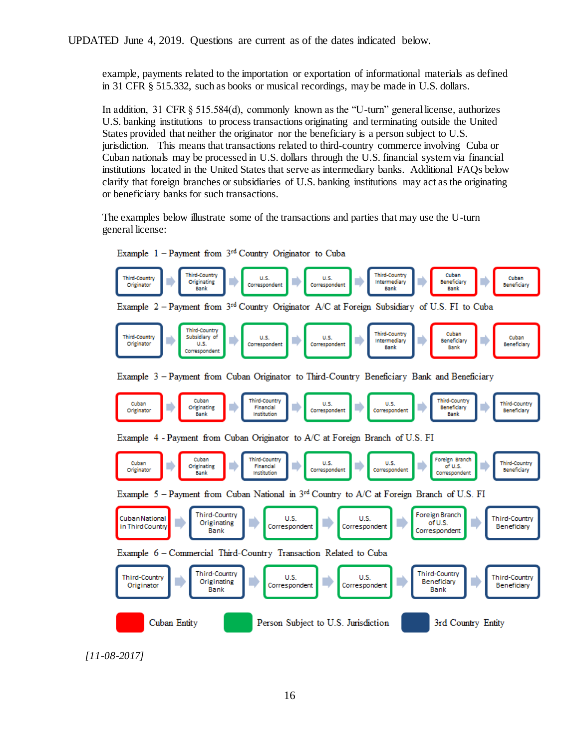example, payments related to the importation or exportation of informational materials as defined in 31 CFR § 515.332, such as books or musical recordings, may be made in U.S. dollars.

In addition, 31 CFR § 515.584(d), commonly known as the "U-turn" general license, authorizes U.S. banking institutions to process transactions originating and terminating outside the United States provided that neither the originator nor the beneficiary is a person subject to U.S. jurisdiction. This means that transactions related to third-country commerce involving Cuba or Cuban nationals may be processed in U.S. dollars through the U.S. financial system via financial institutions located in the United States that serve as intermediary banks. Additional FAQs below clarify that foreign branches or subsidiaries of U.S. banking institutions may act as the originating or beneficiary banks for such transactions.

The examples below illustrate some of the transactions and parties that may use the U-turn general license:

Example 1 – Payment from 3rd Country Originator to Cuba

Third-Country Originator → Third-Country Originating Bank → U.S. Correspondent → U.S. Correspondent → Third-Country Intermediary Bank → Cuban Beneficiary Bank → Cuban Beneficiary

Example 2 – Payment from 3rd Country Originator A/C at Foreign Subsidiary of U.S. FI to Cuba

Third-Country Originator → Third-Country Subsidiary of U.S. Correspondent → U.S. Correspondent → U.S. Correspondent → Third-Country Intermediary Bank → Cuban Beneficiary Bank → Cuban Beneficiary

Example 3 – Payment from Cuban Originator to Third-Country Beneficiary Bank and Beneficiary

Cuban Originator → Cuban Originating Bank → Third-Country Financial Institution → U.S. Correspondent → U.S. Correspondent → Third-Country Beneficiary Bank → Third-Country Beneficiary

Example 4 - Payment from Cuban Originator to A/C at Foreign Branch of U.S. FI

Cuban Originator → Cuban Originating Bank → Third-Country Financial Institution → U.S. Correspondent → U.S. Correspondent → Foreign Branch of U.S. Correspondent → Third-Country Beneficiary

Example 5 – Payment from Cuban National in 3rd Country to A/C at Foreign Branch of U.S. FI

Cuban National in Third Country → Third-Country Originating Bank → U.S. Correspondent → U.S. Correspondent → Foreign Branch of U.S. Correspondent → Third-Country Beneficiary

Example 6 – Commercial Third-Country Transaction Related to Cuba

Third-Country Originator → Third-Country Originating Bank → U.S. Correspondent → U.S. Correspondent → Third-Country Beneficiary Bank → Third-Country Beneficiary

Legend: Cuban Entity (red) | Person Subject to U.S. Jurisdiction (green) | 3rd Country Entity (blue)

*[11-08-2017]*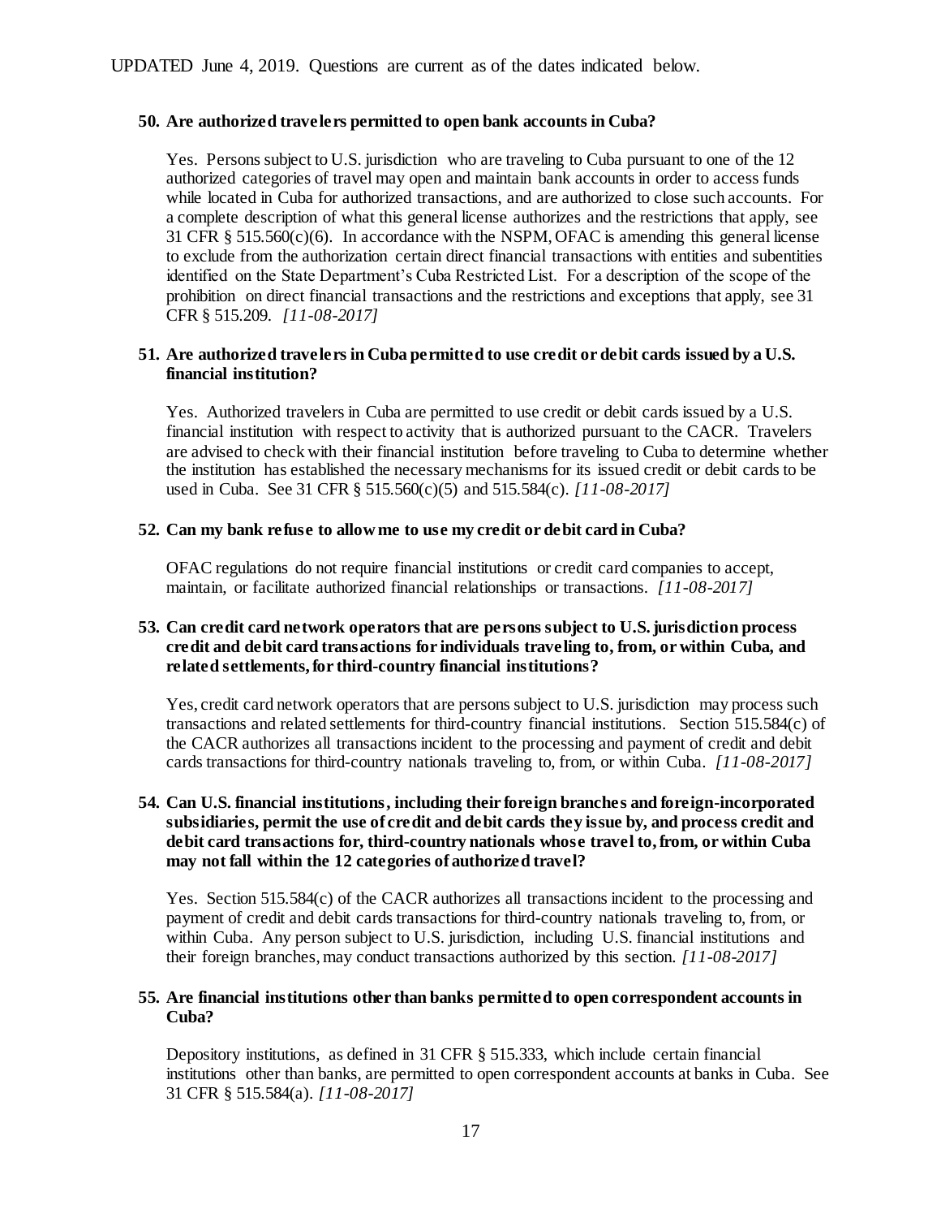UPDATED June 4, 2019. Questions are current as of the dates indicated below.

**50. Are authorized travelers permitted to open bank accounts in Cuba?**

Yes. Persons subject to U.S. jurisdiction who are traveling to Cuba pursuant to one of the 12 authorized categories of travel may open and maintain bank accounts in order to access funds while located in Cuba for authorized transactions, and are authorized to close such accounts. For a complete description of what this general license authorizes and the restrictions that apply, see 31 CFR § 515.560(c)(6). In accordance with the NSPM, OFAC is amending this general license to exclude from the authorization certain direct financial transactions with entities and subentities identified on the State Department's Cuba Restricted List. For a description of the scope of the prohibition on direct financial transactions and the restrictions and exceptions that apply, see 31 CFR § 515.209. *[11-08-2017]*

**51. Are authorized travelers in Cuba permitted to use credit or debit cards issued by a U.S. financial institution?**

Yes. Authorized travelers in Cuba are permitted to use credit or debit cards issued by a U.S. financial institution with respect to activity that is authorized pursuant to the CACR. Travelers are advised to check with their financial institution before traveling to Cuba to determine whether the institution has established the necessary mechanisms for its issued credit or debit cards to be used in Cuba. See 31 CFR § 515.560(c)(5) and 515.584(c). *[11-08-2017]*

**52. Can my bank refuse to allow me to use my credit or debit card in Cuba?**

OFAC regulations do not require financial institutions or credit card companies to accept, maintain, or facilitate authorized financial relationships or transactions. *[11-08-2017]*

**53. Can credit card network operators that are persons subject to U.S. jurisdiction process credit and debit card transactions for individuals traveling to, from, or within Cuba, and related settlements, for third-country financial institutions?**

Yes, credit card network operators that are persons subject to U.S. jurisdiction may process such transactions and related settlements for third-country financial institutions. Section 515.584(c) of the CACR authorizes all transactions incident to the processing and payment of credit and debit cards transactions for third-country nationals traveling to, from, or within Cuba. *[11-08-2017]*

**54. Can U.S. financial institutions, including their foreign branches and foreign-incorporated subsidiaries, permit the use of credit and debit cards they issue by, and process credit and debit card transactions for, third-country nationals whose travel to, from, or within Cuba may not fall within the 12 categories of authorized travel?**

Yes. Section 515.584(c) of the CACR authorizes all transactions incident to the processing and payment of credit and debit cards transactions for third-country nationals traveling to, from, or within Cuba. Any person subject to U.S. jurisdiction, including U.S. financial institutions and their foreign branches, may conduct transactions authorized by this section. *[11-08-2017]*

**55. Are financial institutions other than banks permitted to open correspondent accounts in Cuba?**

Depository institutions, as defined in 31 CFR § 515.333, which include certain financial institutions other than banks, are permitted to open correspondent accounts at banks in Cuba. See 31 CFR § 515.584(a). *[11-08-2017]*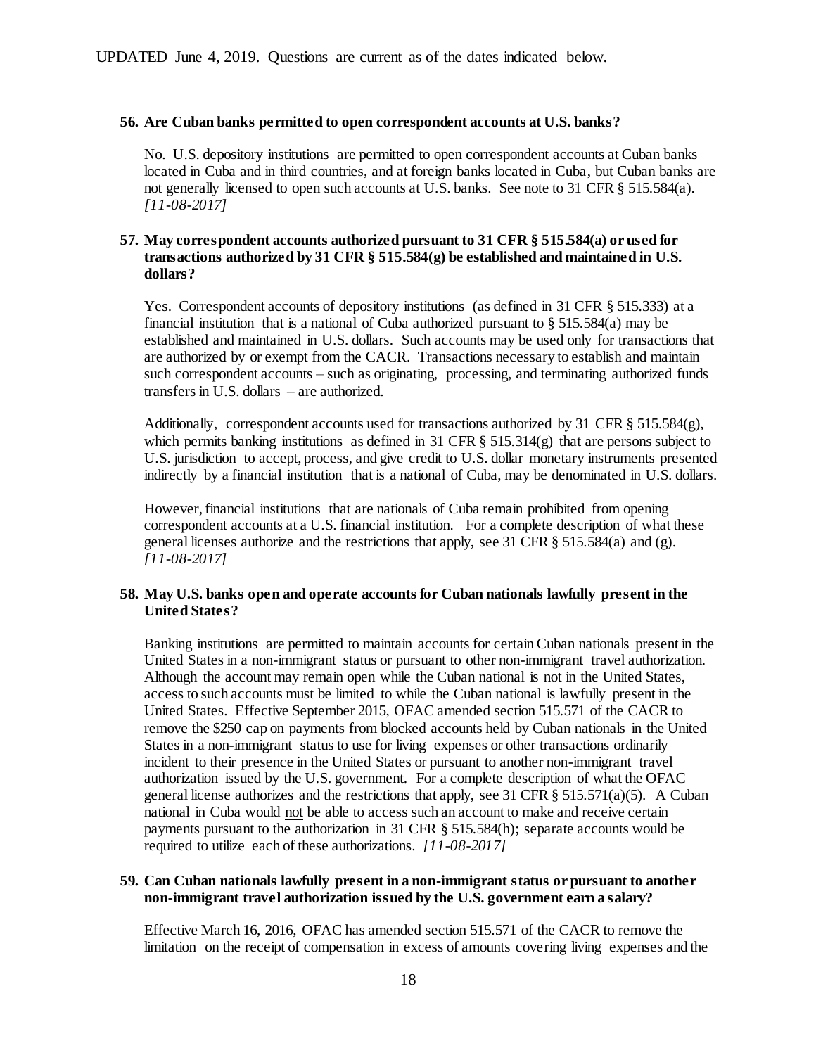**56. Are Cuban banks permitted to open correspondent accounts at U.S. banks?**

No. U.S. depository institutions are permitted to open correspondent accounts at Cuban banks located in Cuba and in third countries, and at foreign banks located in Cuba, but Cuban banks are not generally licensed to open such accounts at U.S. banks. See note to 31 CFR § 515.584(a). *[11-08-2017]*

**57. May correspondent accounts authorized pursuant to 31 CFR § 515.584(a) or used for transactions authorized by 31 CFR § 515.584(g) be established and maintained in U.S. dollars?**

Yes. Correspondent accounts of depository institutions (as defined in 31 CFR § 515.333) at a financial institution that is a national of Cuba authorized pursuant to § 515.584(a) may be established and maintained in U.S. dollars. Such accounts may be used only for transactions that are authorized by or exempt from the CACR. Transactions necessary to establish and maintain such correspondent accounts – such as originating, processing, and terminating authorized funds transfers in U.S. dollars – are authorized.

Additionally, correspondent accounts used for transactions authorized by 31 CFR § 515.584(g), which permits banking institutions as defined in 31 CFR § 515.314(g) that are persons subject to U.S. jurisdiction to accept, process, and give credit to U.S. dollar monetary instruments presented indirectly by a financial institution that is a national of Cuba, may be denominated in U.S. dollars.

However, financial institutions that are nationals of Cuba remain prohibited from opening correspondent accounts at a U.S. financial institution. For a complete description of what these general licenses authorize and the restrictions that apply, see 31 CFR § 515.584(a) and (g). *[11-08-2017]*

**58. May U.S. banks open and operate accounts for Cuban nationals lawfully present in the United States?**

Banking institutions are permitted to maintain accounts for certain Cuban nationals present in the United States in a non-immigrant status or pursuant to other non-immigrant travel authorization. Although the account may remain open while the Cuban national is not in the United States, access to such accounts must be limited to while the Cuban national is lawfully present in the United States. Effective September 2015, OFAC amended section 515.571 of the CACR to remove the $250 cap on payments from blocked accounts held by Cuban nationals in the United States in a non-immigrant status to use for living expenses or other transactions ordinarily incident to their presence in the United States or pursuant to another non-immigrant travel authorization issued by the U.S. government. For a complete description of what the OFAC general license authorizes and the restrictions that apply, see 31 CFR § 515.571(a)(5). A Cuban national in Cuba would not be able to access such an account to make and receive certain payments pursuant to the authorization in 31 CFR § 515.584(h); separate accounts would be required to utilize each of these authorizations. *[11-08-2017]*

**59. Can Cuban nationals lawfully present in a non-immigrant status or pursuant to another non-immigrant travel authorization issued by the U.S. government earn a salary?**

Effective March 16, 2016, OFAC has amended section 515.571 of the CACR to remove the limitation on the receipt of compensation in excess of amounts covering living expenses and the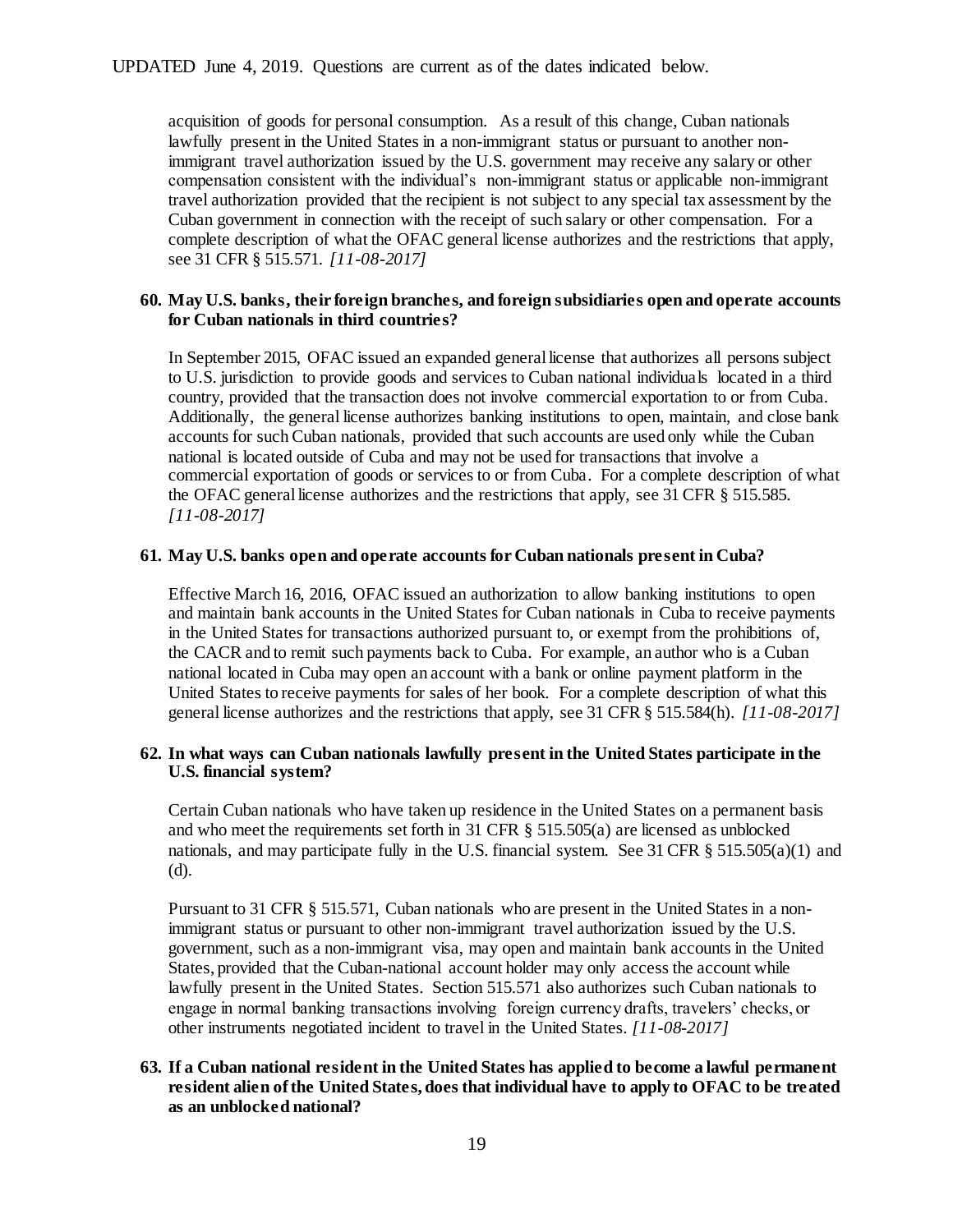acquisition of goods for personal consumption. As a result of this change, Cuban nationals lawfully present in the United States in a non-immigrant status or pursuant to another non-immigrant travel authorization issued by the U.S. government may receive any salary or other compensation consistent with the individual's non-immigrant status or applicable non-immigrant travel authorization provided that the recipient is not subject to any special tax assessment by the Cuban government in connection with the receipt of such salary or other compensation. For a complete description of what the OFAC general license authorizes and the restrictions that apply, see 31 CFR § 515.571. *[11-08-2017]*

**60. May U.S. banks, their foreign branches, and foreign subsidiaries open and operate accounts for Cuban nationals in third countries?**

In September 2015, OFAC issued an expanded general license that authorizes all persons subject to U.S. jurisdiction to provide goods and services to Cuban national individuals located in a third country, provided that the transaction does not involve commercial exportation to or from Cuba. Additionally, the general license authorizes banking institutions to open, maintain, and close bank accounts for such Cuban nationals, provided that such accounts are used only while the Cuban national is located outside of Cuba and may not be used for transactions that involve a commercial exportation of goods or services to or from Cuba. For a complete description of what the OFAC general license authorizes and the restrictions that apply, see 31 CFR § 515.585. *[11-08-2017]*

**61. May U.S. banks open and operate accounts for Cuban nationals present in Cuba?**

Effective March 16, 2016, OFAC issued an authorization to allow banking institutions to open and maintain bank accounts in the United States for Cuban nationals in Cuba to receive payments in the United States for transactions authorized pursuant to, or exempt from the prohibitions of, the CACR and to remit such payments back to Cuba. For example, an author who is a Cuban national located in Cuba may open an account with a bank or online payment platform in the United States to receive payments for sales of her book. For a complete description of what this general license authorizes and the restrictions that apply, see 31 CFR § 515.584(h). *[11-08-2017]*

**62. In what ways can Cuban nationals lawfully present in the United States participate in the U.S. financial system?**

Certain Cuban nationals who have taken up residence in the United States on a permanent basis and who meet the requirements set forth in 31 CFR § 515.505(a) are licensed as unblocked nationals, and may participate fully in the U.S. financial system. See 31 CFR § 515.505(a)(1) and (d).

Pursuant to 31 CFR § 515.571, Cuban nationals who are present in the United States in a non-immigrant status or pursuant to other non-immigrant travel authorization issued by the U.S. government, such as a non-immigrant visa, may open and maintain bank accounts in the United States, provided that the Cuban-national account holder may only access the account while lawfully present in the United States. Section 515.571 also authorizes such Cuban nationals to engage in normal banking transactions involving foreign currency drafts, travelers' checks, or other instruments negotiated incident to travel in the United States. *[11-08-2017]*

**63. If a Cuban national resident in the United States has applied to become a lawful permanent resident alien of the United States, does that individual have to apply to OFAC to be treated as an unblocked national?**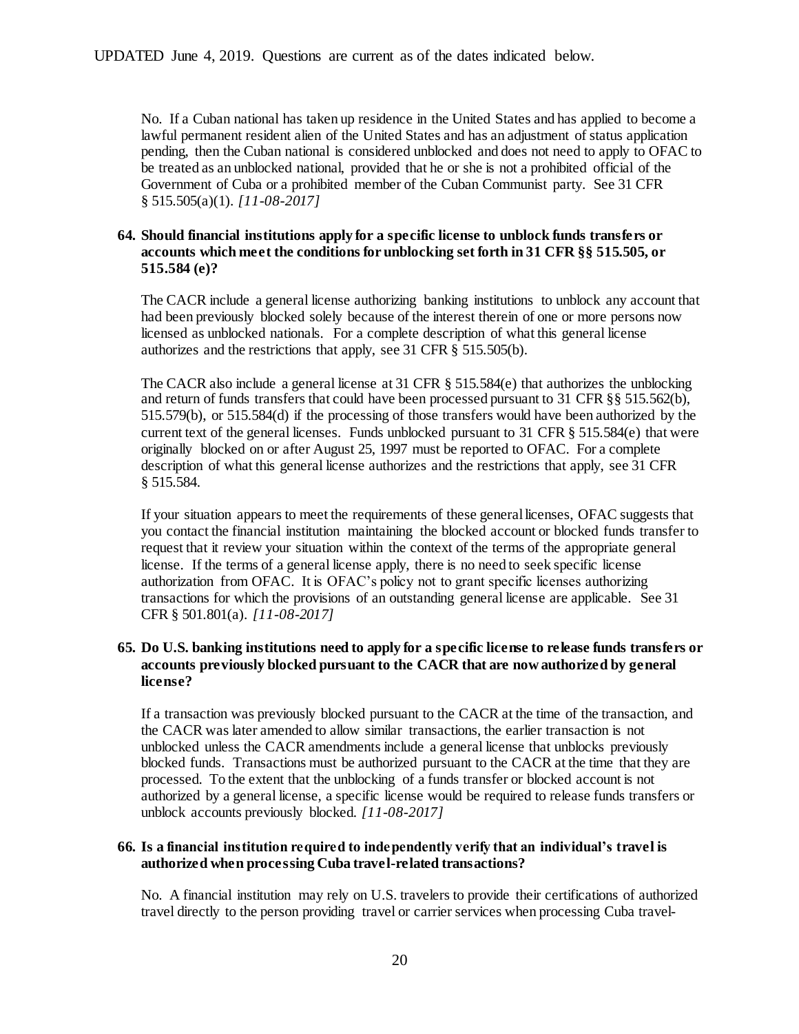No. If a Cuban national has taken up residence in the United States and has applied to become a lawful permanent resident alien of the United States and has an adjustment of status application pending, then the Cuban national is considered unblocked and does not need to apply to OFAC to be treated as an unblocked national, provided that he or she is not a prohibited official of the Government of Cuba or a prohibited member of the Cuban Communist party. See 31 CFR § 515.505(a)(1). *[11-08-2017]*

**64. Should financial institutions apply for a specific license to unblock funds transfers or accounts which meet the conditions for unblocking set forth in 31 CFR §§ 515.505, or 515.584 (e)?**

The CACR include a general license authorizing banking institutions to unblock any account that had been previously blocked solely because of the interest therein of one or more persons now licensed as unblocked nationals. For a complete description of what this general license authorizes and the restrictions that apply, see 31 CFR § 515.505(b).

The CACR also include a general license at 31 CFR § 515.584(e) that authorizes the unblocking and return of funds transfers that could have been processed pursuant to 31 CFR §§ 515.562(b), 515.579(b), or 515.584(d) if the processing of those transfers would have been authorized by the current text of the general licenses. Funds unblocked pursuant to 31 CFR § 515.584(e) that were originally blocked on or after August 25, 1997 must be reported to OFAC. For a complete description of what this general license authorizes and the restrictions that apply, see 31 CFR § 515.584.

If your situation appears to meet the requirements of these general licenses, OFAC suggests that you contact the financial institution maintaining the blocked account or blocked funds transfer to request that it review your situation within the context of the terms of the appropriate general license. If the terms of a general license apply, there is no need to seek specific license authorization from OFAC. It is OFAC's policy not to grant specific licenses authorizing transactions for which the provisions of an outstanding general license are applicable. See 31 CFR § 501.801(a). *[11-08-2017]*

**65. Do U.S. banking institutions need to apply for a specific license to release funds transfers or accounts previously blocked pursuant to the CACR that are now authorized by general license?**

If a transaction was previously blocked pursuant to the CACR at the time of the transaction, and the CACR was later amended to allow similar transactions, the earlier transaction is not unblocked unless the CACR amendments include a general license that unblocks previously blocked funds. Transactions must be authorized pursuant to the CACR at the time that they are processed. To the extent that the unblocking of a funds transfer or blocked account is not authorized by a general license, a specific license would be required to release funds transfers or unblock accounts previously blocked. *[11-08-2017]*

**66. Is a financial institution required to independently verify that an individual's travel is authorized when processing Cuba travel-related transactions?**

No. A financial institution may rely on U.S. travelers to provide their certifications of authorized travel directly to the person providing travel or carrier services when processing Cuba travel-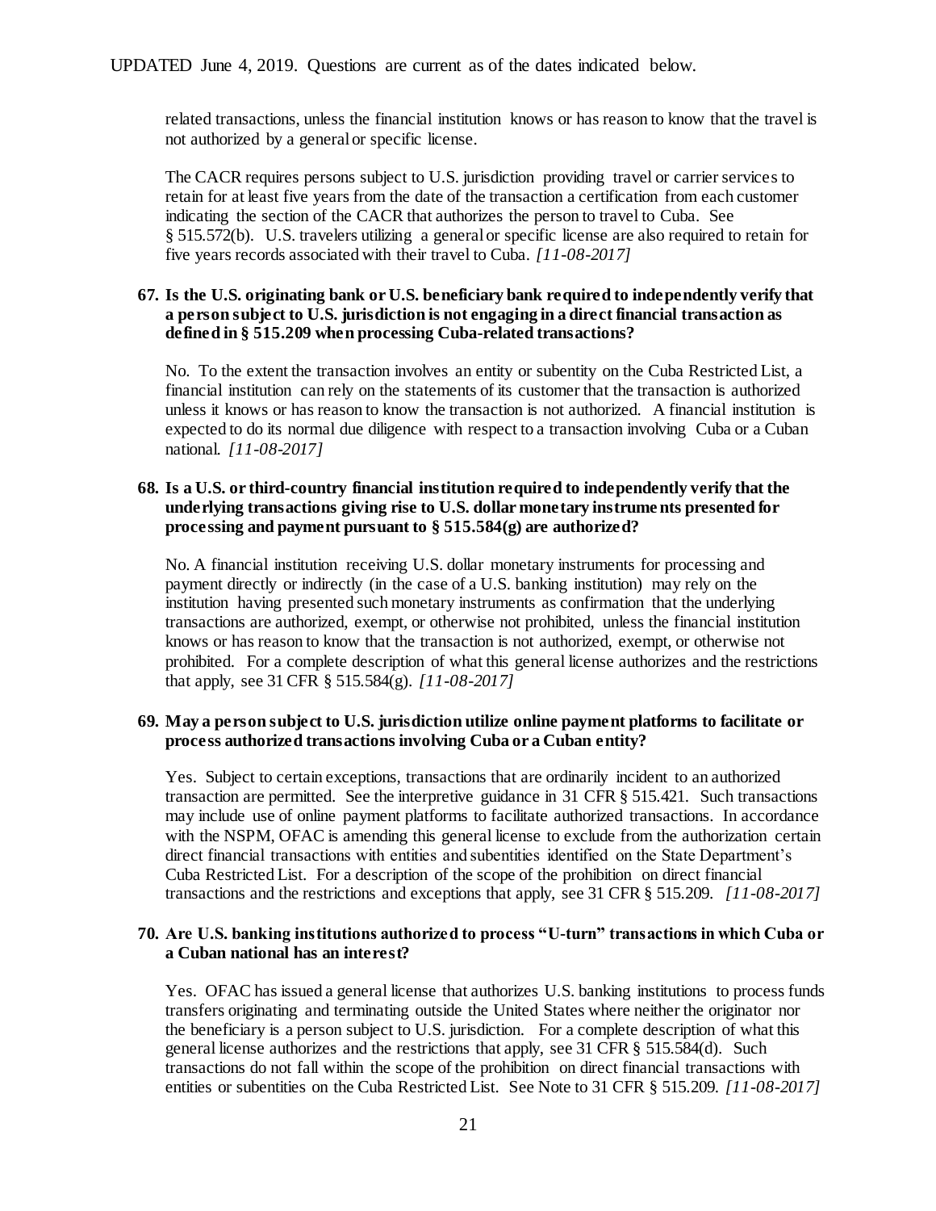related transactions, unless the financial institution knows or has reason to know that the travel is not authorized by a general or specific license.

The CACR requires persons subject to U.S. jurisdiction providing travel or carrier services to retain for at least five years from the date of the transaction a certification from each customer indicating the section of the CACR that authorizes the person to travel to Cuba. See § 515.572(b). U.S. travelers utilizing a general or specific license are also required to retain for five years records associated with their travel to Cuba. *[11-08-2017]*

**67. Is the U.S. originating bank or U.S. beneficiary bank required to independently verify that a person subject to U.S. jurisdiction is not engaging in a direct financial transaction as defined in § 515.209 when processing Cuba-related transactions?**

No. To the extent the transaction involves an entity or subentity on the Cuba Restricted List, a financial institution can rely on the statements of its customer that the transaction is authorized unless it knows or has reason to know the transaction is not authorized. A financial institution is expected to do its normal due diligence with respect to a transaction involving Cuba or a Cuban national. *[11-08-2017]*

**68. Is a U.S. or third-country financial institution required to independently verify that the underlying transactions giving rise to U.S. dollar monetary instruments presented for processing and payment pursuant to § 515.584(g) are authorized?**

No. A financial institution receiving U.S. dollar monetary instruments for processing and payment directly or indirectly (in the case of a U.S. banking institution) may rely on the institution having presented such monetary instruments as confirmation that the underlying transactions are authorized, exempt, or otherwise not prohibited, unless the financial institution knows or has reason to know that the transaction is not authorized, exempt, or otherwise not prohibited. For a complete description of what this general license authorizes and the restrictions that apply, see 31 CFR § 515.584(g). *[11-08-2017]*

**69. May a person subject to U.S. jurisdiction utilize online payment platforms to facilitate or process authorized transactions involving Cuba or a Cuban entity?**

Yes. Subject to certain exceptions, transactions that are ordinarily incident to an authorized transaction are permitted. See the interpretive guidance in 31 CFR § 515.421. Such transactions may include use of online payment platforms to facilitate authorized transactions. In accordance with the NSPM, OFAC is amending this general license to exclude from the authorization certain direct financial transactions with entities and subentities identified on the State Department's Cuba Restricted List. For a description of the scope of the prohibition on direct financial transactions and the restrictions and exceptions that apply, see 31 CFR § 515.209. *[11-08-2017]*

**70. Are U.S. banking institutions authorized to process "U-turn" transactions in which Cuba or a Cuban national has an interest?**

Yes. OFAC has issued a general license that authorizes U.S. banking institutions to process funds transfers originating and terminating outside the United States where neither the originator nor the beneficiary is a person subject to U.S. jurisdiction. For a complete description of what this general license authorizes and the restrictions that apply, see 31 CFR § 515.584(d). Such transactions do not fall within the scope of the prohibition on direct financial transactions with entities or subentities on the Cuba Restricted List. See Note to 31 CFR § 515.209. *[11-08-2017]*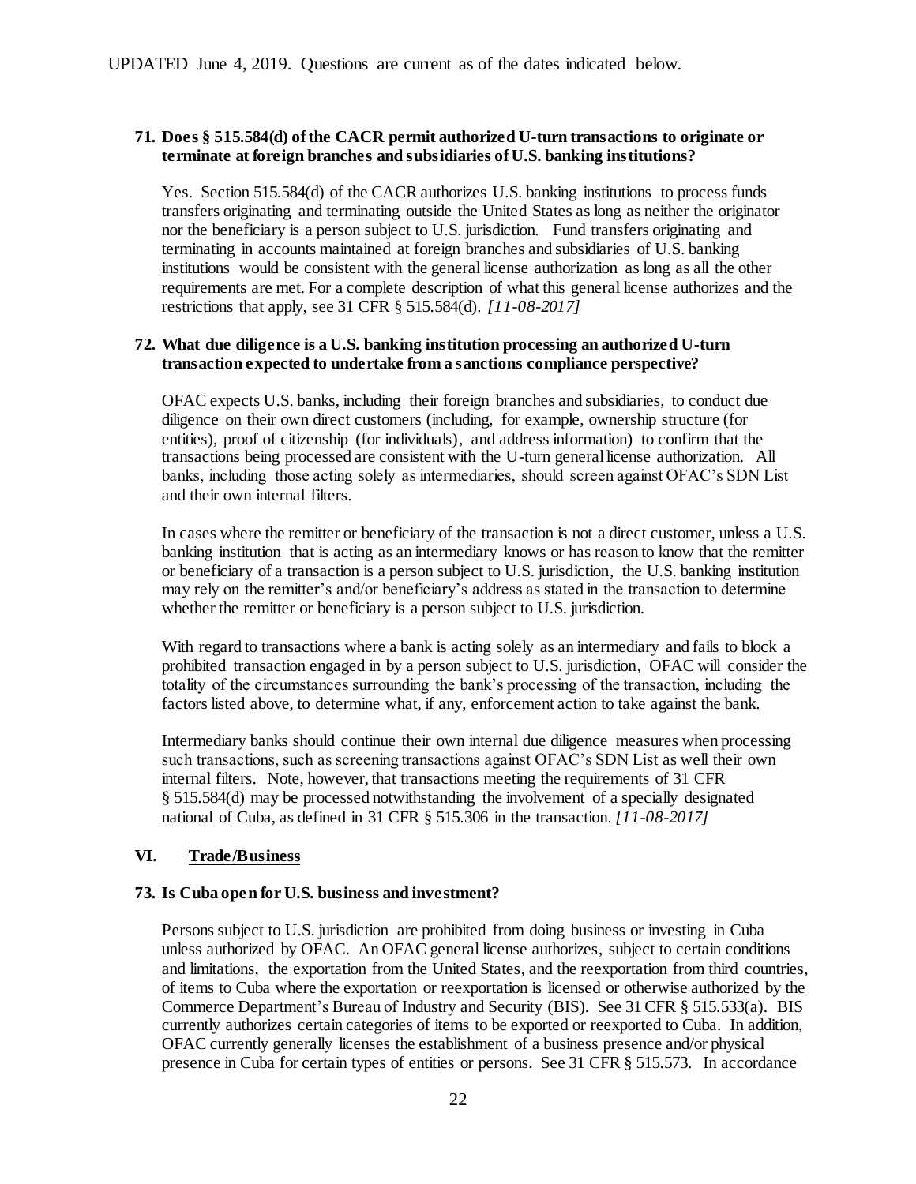**71. Does § 515.584(d) of the CACR permit authorized U-turn transactions to originate or terminate at foreign branches and subsidiaries of U.S. banking institutions?**

Yes. Section 515.584(d) of the CACR authorizes U.S. banking institutions to process funds transfers originating and terminating outside the United States as long as neither the originator nor the beneficiary is a person subject to U.S. jurisdiction. Fund transfers originating and terminating in accounts maintained at foreign branches and subsidiaries of U.S. banking institutions would be consistent with the general license authorization as long as all the other requirements are met. For a complete description of what this general license authorizes and the restrictions that apply, see 31 CFR § 515.584(d). *[11-08-2017]*

**72. What due diligence is a U.S. banking institution processing an authorized U-turn transaction expected to undertake from a sanctions compliance perspective?**

OFAC expects U.S. banks, including their foreign branches and subsidiaries, to conduct due diligence on their own direct customers (including, for example, ownership structure (for entities), proof of citizenship (for individuals), and address information) to confirm that the transactions being processed are consistent with the U-turn general license authorization. All banks, including those acting solely as intermediaries, should screen against OFAC's SDN List and their own internal filters.

In cases where the remitter or beneficiary of the transaction is not a direct customer, unless a U.S. banking institution that is acting as an intermediary knows or has reason to know that the remitter or beneficiary of a transaction is a person subject to U.S. jurisdiction, the U.S. banking institution may rely on the remitter's and/or beneficiary's address as stated in the transaction to determine whether the remitter or beneficiary is a person subject to U.S. jurisdiction.

With regard to transactions where a bank is acting solely as an intermediary and fails to block a prohibited transaction engaged in by a person subject to U.S. jurisdiction, OFAC will consider the totality of the circumstances surrounding the bank's processing of the transaction, including the factors listed above, to determine what, if any, enforcement action to take against the bank.

Intermediary banks should continue their own internal due diligence measures when processing such transactions, such as screening transactions against OFAC's SDN List as well their own internal filters. Note, however, that transactions meeting the requirements of 31 CFR § 515.584(d) may be processed notwithstanding the involvement of a specially designated national of Cuba, as defined in 31 CFR § 515.306 in the transaction. *[11-08-2017]*

## VI. Trade/Business

**73. Is Cuba open for U.S. business and investment?**

Persons subject to U.S. jurisdiction are prohibited from doing business or investing in Cuba unless authorized by OFAC. An OFAC general license authorizes, subject to certain conditions and limitations, the exportation from the United States, and the reexportation from third countries, of items to Cuba where the exportation or reexportation is licensed or otherwise authorized by the Commerce Department's Bureau of Industry and Security (BIS). See 31 CFR § 515.533(a). BIS currently authorizes certain categories of items to be exported or reexported to Cuba. In addition, OFAC currently generally licenses the establishment of a business presence and/or physical presence in Cuba for certain types of entities or persons. See 31 CFR § 515.573. In accordance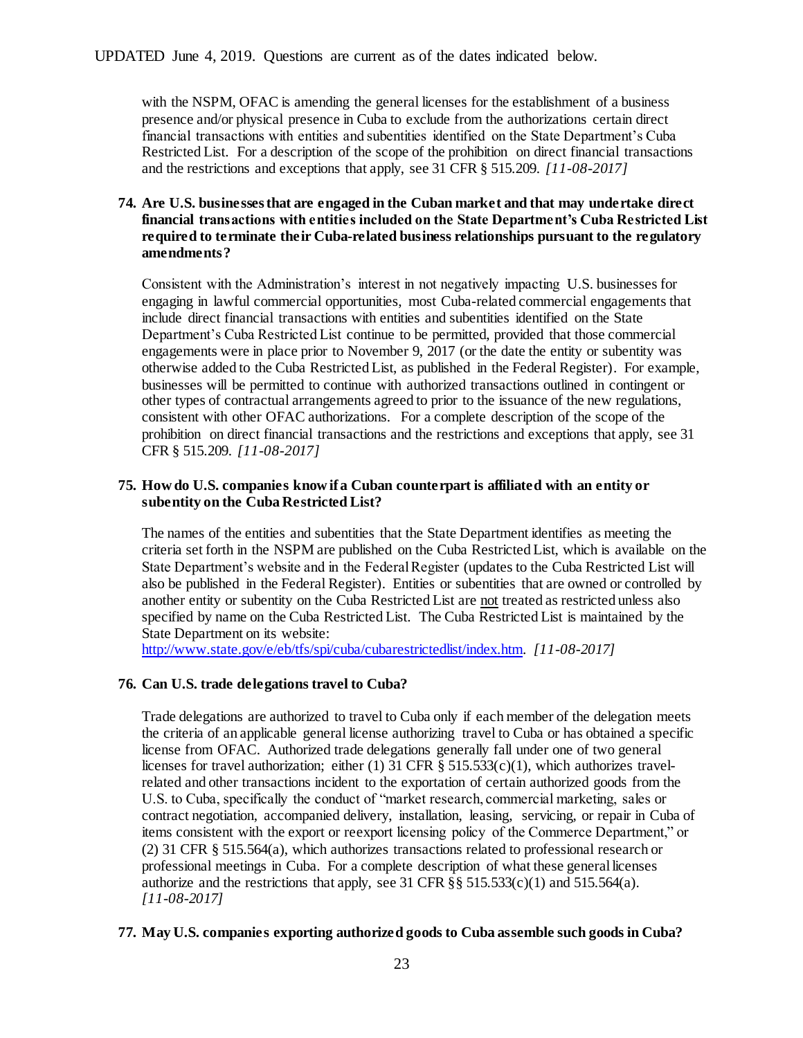with the NSPM, OFAC is amending the general licenses for the establishment of a business presence and/or physical presence in Cuba to exclude from the authorizations certain direct financial transactions with entities and subentities identified on the State Department's Cuba Restricted List. For a description of the scope of the prohibition on direct financial transactions and the restrictions and exceptions that apply, see 31 CFR § 515.209. *[11-08-2017]*

**74. Are U.S. businesses that are engaged in the Cuban market and that may undertake direct financial transactions with entities included on the State Department's Cuba Restricted List required to terminate their Cuba-related business relationships pursuant to the regulatory amendments?**

Consistent with the Administration's interest in not negatively impacting U.S. businesses for engaging in lawful commercial opportunities, most Cuba-related commercial engagements that include direct financial transactions with entities and subentities identified on the State Department's Cuba Restricted List continue to be permitted, provided that those commercial engagements were in place prior to November 9, 2017 (or the date the entity or subentity was otherwise added to the Cuba Restricted List, as published in the Federal Register). For example, businesses will be permitted to continue with authorized transactions outlined in contingent or other types of contractual arrangements agreed to prior to the issuance of the new regulations, consistent with other OFAC authorizations. For a complete description of the scope of the prohibition on direct financial transactions and the restrictions and exceptions that apply, see 31 CFR § 515.209. *[11-08-2017]*

**75. How do U.S. companies know if a Cuban counterpart is affiliated with an entity or subentity on the Cuba Restricted List?**

The names of the entities and subentities that the State Department identifies as meeting the criteria set forth in the NSPM are published on the Cuba Restricted List, which is available on the State Department's website and in the Federal Register (updates to the Cuba Restricted List will also be published in the Federal Register). Entities or subentities that are owned or controlled by another entity or subentity on the Cuba Restricted List are not treated as restricted unless also specified by name on the Cuba Restricted List. The Cuba Restricted List is maintained by the State Department on its website: [http://www.state.gov/e/eb/tfs/spi/cuba/cubarestrictedlist/index.htm](http://www.state.gov/e/eb/tfs/spi/cuba/cubarestrictedlist/index.htm). *[11-08-2017]*

**76. Can U.S. trade delegations travel to Cuba?**

Trade delegations are authorized to travel to Cuba only if each member of the delegation meets the criteria of an applicable general license authorizing travel to Cuba or has obtained a specific license from OFAC. Authorized trade delegations generally fall under one of two general licenses for travel authorization; either (1) 31 CFR § 515.533(c)(1), which authorizes travel-related and other transactions incident to the exportation of certain authorized goods from the U.S. to Cuba, specifically the conduct of "market research, commercial marketing, sales or contract negotiation, accompanied delivery, installation, leasing, servicing, or repair in Cuba of items consistent with the export or reexport licensing policy of the Commerce Department," or (2) 31 CFR § 515.564(a), which authorizes transactions related to professional research or professional meetings in Cuba. For a complete description of what these general licenses authorize and the restrictions that apply, see 31 CFR §§ 515.533(c)(1) and 515.564(a). *[11-08-2017]*

**77. May U.S. companies exporting authorized goods to Cuba assemble such goods in Cuba?**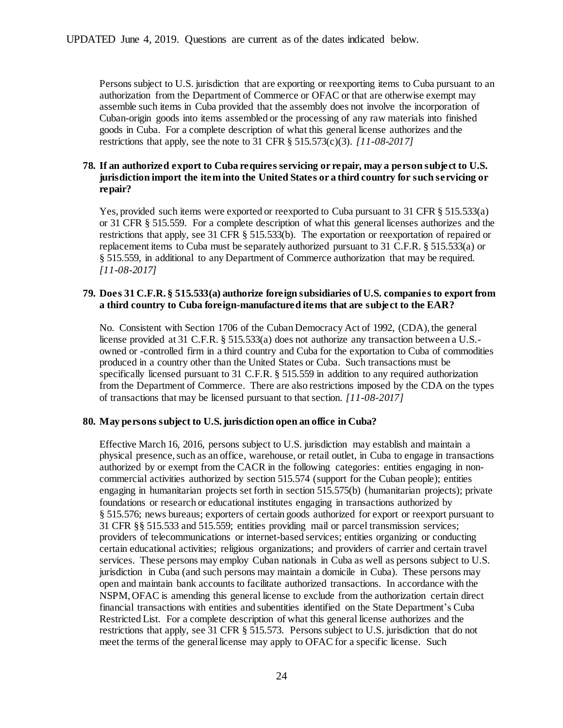Persons subject to U.S. jurisdiction that are exporting or reexporting items to Cuba pursuant to an authorization from the Department of Commerce or OFAC or that are otherwise exempt may assemble such items in Cuba provided that the assembly does not involve the incorporation of Cuban-origin goods into items assembled or the processing of any raw materials into finished goods in Cuba. For a complete description of what this general license authorizes and the restrictions that apply, see the note to 31 CFR § 515.573(c)(3). *[11-08-2017]*

**78. If an authorized export to Cuba requires servicing or repair, may a person subject to U.S. jurisdiction import the item into the United States or a third country for such servicing or repair?**

Yes, provided such items were exported or reexported to Cuba pursuant to 31 CFR § 515.533(a) or 31 CFR § 515.559. For a complete description of what this general licenses authorizes and the restrictions that apply, see 31 CFR § 515.533(b). The exportation or reexportation of repaired or replacement items to Cuba must be separately authorized pursuant to 31 C.F.R. § 515.533(a) or § 515.559, in additional to any Department of Commerce authorization that may be required. *[11-08-2017]*

**79. Does 31 C.F.R. § 515.533(a) authorize foreign subsidiaries of U.S. companies to export from a third country to Cuba foreign-manufactured items that are subject to the EAR?**

No. Consistent with Section 1706 of the Cuban Democracy Act of 1992, (CDA), the general license provided at 31 C.F.R. § 515.533(a) does not authorize any transaction between a U.S.-owned or -controlled firm in a third country and Cuba for the exportation to Cuba of commodities produced in a country other than the United States or Cuba. Such transactions must be specifically licensed pursuant to 31 C.F.R. § 515.559 in addition to any required authorization from the Department of Commerce. There are also restrictions imposed by the CDA on the types of transactions that may be licensed pursuant to that section. *[11-08-2017]*

**80. May persons subject to U.S. jurisdiction open an office in Cuba?**

Effective March 16, 2016, persons subject to U.S. jurisdiction may establish and maintain a physical presence, such as an office, warehouse, or retail outlet, in Cuba to engage in transactions authorized by or exempt from the CACR in the following categories: entities engaging in non-commercial activities authorized by section 515.574 (support for the Cuban people); entities engaging in humanitarian projects set forth in section 515.575(b) (humanitarian projects); private foundations or research or educational institutes engaging in transactions authorized by § 515.576; news bureaus; exporters of certain goods authorized for export or reexport pursuant to 31 CFR §§ 515.533 and 515.559; entities providing mail or parcel transmission services; providers of telecommunications or internet-based services; entities organizing or conducting certain educational activities; religious organizations; and providers of carrier and certain travel services. These persons may employ Cuban nationals in Cuba as well as persons subject to U.S. jurisdiction in Cuba (and such persons may maintain a domicile in Cuba). These persons may open and maintain bank accounts to facilitate authorized transactions. In accordance with the NSPM, OFAC is amending this general license to exclude from the authorization certain direct financial transactions with entities and subentities identified on the State Department's Cuba Restricted List. For a complete description of what this general license authorizes and the restrictions that apply, see 31 CFR § 515.573. Persons subject to U.S. jurisdiction that do not meet the terms of the general license may apply to OFAC for a specific license. Such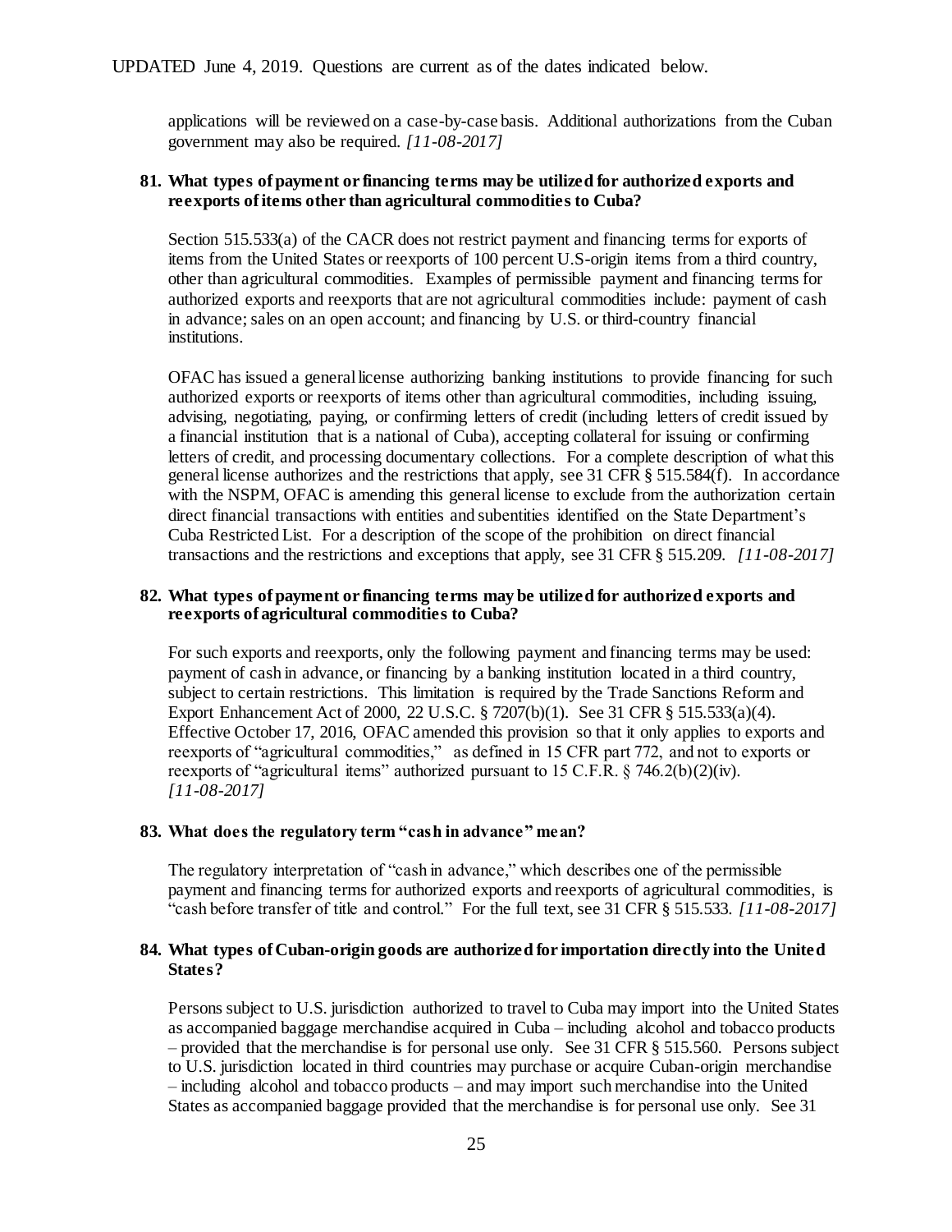applications will be reviewed on a case-by-case basis. Additional authorizations from the Cuban government may also be required. *[11-08-2017]*

**81. What types of payment or financing terms may be utilized for authorized exports and reexports of items other than agricultural commodities to Cuba?**

Section 515.533(a) of the CACR does not restrict payment and financing terms for exports of items from the United States or reexports of 100 percent U.S-origin items from a third country, other than agricultural commodities. Examples of permissible payment and financing terms for authorized exports and reexports that are not agricultural commodities include: payment of cash in advance; sales on an open account; and financing by U.S. or third-country financial institutions.

OFAC has issued a general license authorizing banking institutions to provide financing for such authorized exports or reexports of items other than agricultural commodities, including issuing, advising, negotiating, paying, or confirming letters of credit (including letters of credit issued by a financial institution that is a national of Cuba), accepting collateral for issuing or confirming letters of credit, and processing documentary collections. For a complete description of what this general license authorizes and the restrictions that apply, see 31 CFR § 515.584(f). In accordance with the NSPM, OFAC is amending this general license to exclude from the authorization certain direct financial transactions with entities and subentities identified on the State Department's Cuba Restricted List. For a description of the scope of the prohibition on direct financial transactions and the restrictions and exceptions that apply, see 31 CFR § 515.209. *[11-08-2017]*

**82. What types of payment or financing terms may be utilized for authorized exports and reexports of agricultural commodities to Cuba?**

For such exports and reexports, only the following payment and financing terms may be used: payment of cash in advance, or financing by a banking institution located in a third country, subject to certain restrictions. This limitation is required by the Trade Sanctions Reform and Export Enhancement Act of 2000, 22 U.S.C. § 7207(b)(1). See 31 CFR § 515.533(a)(4). Effective October 17, 2016, OFAC amended this provision so that it only applies to exports and reexports of "agricultural commodities," as defined in 15 CFR part 772, and not to exports or reexports of "agricultural items" authorized pursuant to 15 C.F.R. § 746.2(b)(2)(iv). *[11-08-2017]*

**83. What does the regulatory term "cash in advance" mean?**

The regulatory interpretation of "cash in advance," which describes one of the permissible payment and financing terms for authorized exports and reexports of agricultural commodities, is "cash before transfer of title and control." For the full text, see 31 CFR § 515.533. *[11-08-2017]*

**84. What types of Cuban-origin goods are authorized for importation directly into the United States?**

Persons subject to U.S. jurisdiction authorized to travel to Cuba may import into the United States as accompanied baggage merchandise acquired in Cuba – including alcohol and tobacco products – provided that the merchandise is for personal use only. See 31 CFR § 515.560. Persons subject to U.S. jurisdiction located in third countries may purchase or acquire Cuban-origin merchandise – including alcohol and tobacco products – and may import such merchandise into the United States as accompanied baggage provided that the merchandise is for personal use only. See 31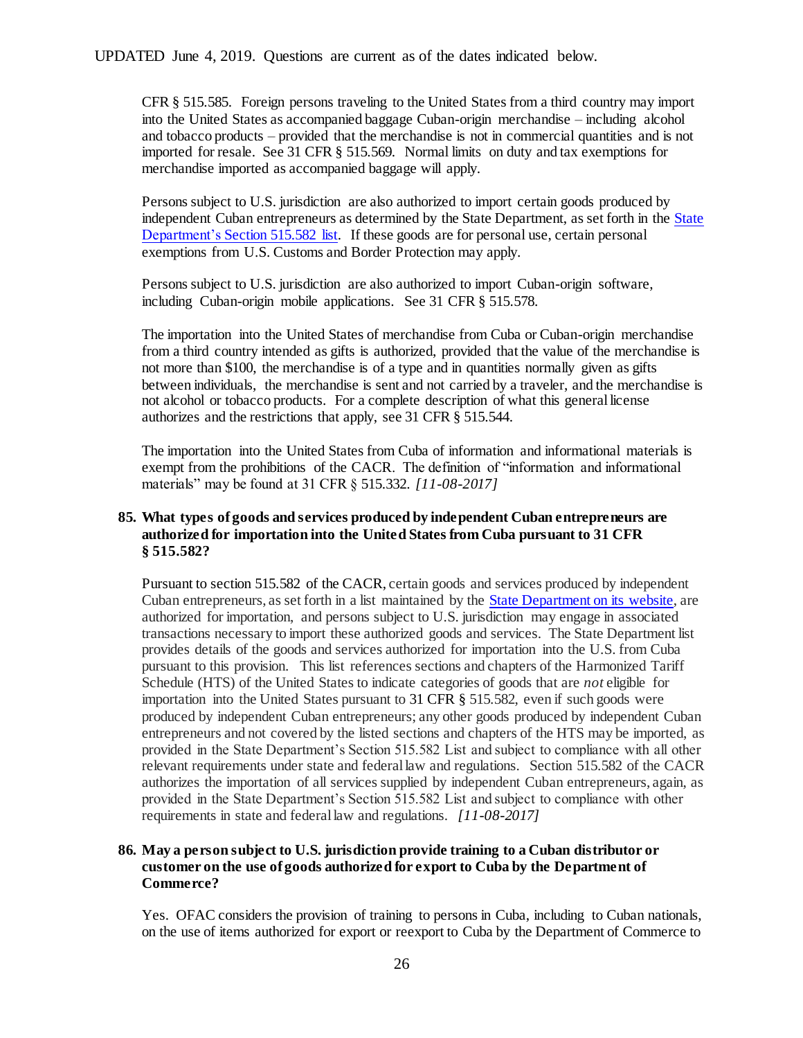CFR § 515.585. Foreign persons traveling to the United States from a third country may import into the United States as accompanied baggage Cuban-origin merchandise – including alcohol and tobacco products – provided that the merchandise is not in commercial quantities and is not imported for resale. See 31 CFR § 515.569. Normal limits on duty and tax exemptions for merchandise imported as accompanied baggage will apply.

Persons subject to U.S. jurisdiction are also authorized to import certain goods produced by independent Cuban entrepreneurs as determined by the State Department, as set forth in the State Department's Section 515.582 list. If these goods are for personal use, certain personal exemptions from U.S. Customs and Border Protection may apply.

Persons subject to U.S. jurisdiction are also authorized to import Cuban-origin software, including Cuban-origin mobile applications. See 31 CFR § 515.578.

The importation into the United States of merchandise from Cuba or Cuban-origin merchandise from a third country intended as gifts is authorized, provided that the value of the merchandise is not more than $100, the merchandise is of a type and in quantities normally given as gifts between individuals, the merchandise is sent and not carried by a traveler, and the merchandise is not alcohol or tobacco products. For a complete description of what this general license authorizes and the restrictions that apply, see 31 CFR § 515.544.

The importation into the United States from Cuba of information and informational materials is exempt from the prohibitions of the CACR. The definition of "information and informational materials" may be found at 31 CFR § 515.332. *[11-08-2017]*

**85. What types of goods and services produced by independent Cuban entrepreneurs are authorized for importation into the United States from Cuba pursuant to 31 CFR § 515.582?**

Pursuant to section 515.582 of the CACR, certain goods and services produced by independent Cuban entrepreneurs, as set forth in a list maintained by the State Department on its website, are authorized for importation, and persons subject to U.S. jurisdiction may engage in associated transactions necessary to import these authorized goods and services. The State Department list provides details of the goods and services authorized for importation into the U.S. from Cuba pursuant to this provision. This list references sections and chapters of the Harmonized Tariff Schedule (HTS) of the United States to indicate categories of goods that are *not* eligible for importation into the United States pursuant to 31 CFR § 515.582, even if such goods were produced by independent Cuban entrepreneurs; any other goods produced by independent Cuban entrepreneurs and not covered by the listed sections and chapters of the HTS may be imported, as provided in the State Department's Section 515.582 List and subject to compliance with all other relevant requirements under state and federal law and regulations. Section 515.582 of the CACR authorizes the importation of all services supplied by independent Cuban entrepreneurs, again, as provided in the State Department's Section 515.582 List and subject to compliance with other requirements in state and federal law and regulations. *[11-08-2017]*

**86. May a person subject to U.S. jurisdiction provide training to a Cuban distributor or customer on the use of goods authorized for export to Cuba by the Department of Commerce?**

Yes. OFAC considers the provision of training to persons in Cuba, including to Cuban nationals, on the use of items authorized for export or reexport to Cuba by the Department of Commerce to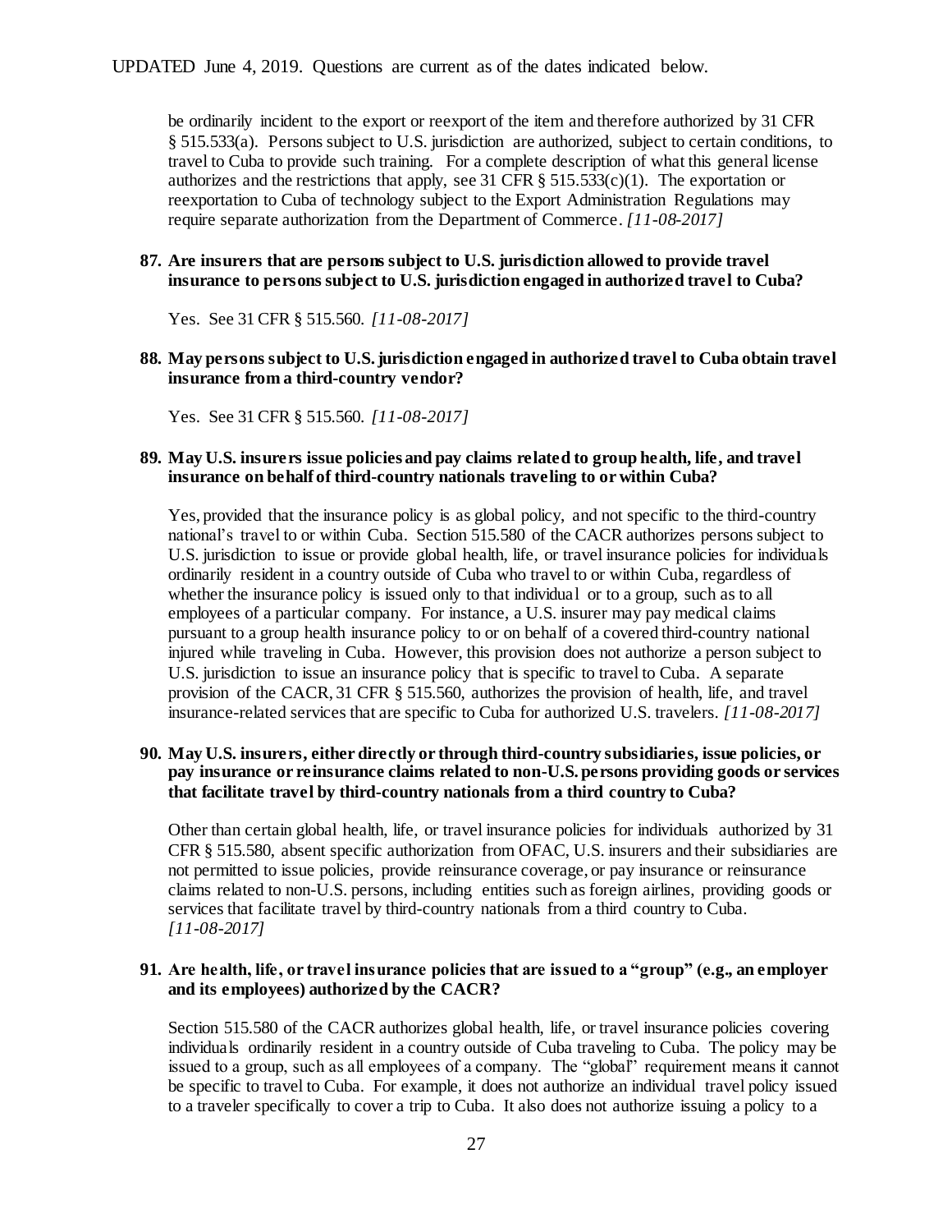be ordinarily incident to the export or reexport of the item and therefore authorized by 31 CFR § 515.533(a). Persons subject to U.S. jurisdiction are authorized, subject to certain conditions, to travel to Cuba to provide such training. For a complete description of what this general license authorizes and the restrictions that apply, see 31 CFR § 515.533(c)(1). The exportation or reexportation to Cuba of technology subject to the Export Administration Regulations may require separate authorization from the Department of Commerce. *[11-08-2017]*

**87. Are insurers that are persons subject to U.S. jurisdiction allowed to provide travel insurance to persons subject to U.S. jurisdiction engaged in authorized travel to Cuba?**

Yes. See 31 CFR § 515.560. *[11-08-2017]*

**88. May persons subject to U.S. jurisdiction engaged in authorized travel to Cuba obtain travel insurance from a third-country vendor?**

Yes. See 31 CFR § 515.560. *[11-08-2017]*

**89. May U.S. insurers issue policies and pay claims related to group health, life, and travel insurance on behalf of third-country nationals traveling to or within Cuba?**

Yes, provided that the insurance policy is as global policy, and not specific to the third-country national's travel to or within Cuba. Section 515.580 of the CACR authorizes persons subject to U.S. jurisdiction to issue or provide global health, life, or travel insurance policies for individuals ordinarily resident in a country outside of Cuba who travel to or within Cuba, regardless of whether the insurance policy is issued only to that individual or to a group, such as to all employees of a particular company. For instance, a U.S. insurer may pay medical claims pursuant to a group health insurance policy to or on behalf of a covered third-country national injured while traveling in Cuba. However, this provision does not authorize a person subject to U.S. jurisdiction to issue an insurance policy that is specific to travel to Cuba. A separate provision of the CACR, 31 CFR § 515.560, authorizes the provision of health, life, and travel insurance-related services that are specific to Cuba for authorized U.S. travelers. *[11-08-2017]*

**90. May U.S. insurers, either directly or through third-country subsidiaries, issue policies, or pay insurance or reinsurance claims related to non-U.S. persons providing goods or services that facilitate travel by third-country nationals from a third country to Cuba?**

Other than certain global health, life, or travel insurance policies for individuals authorized by 31 CFR § 515.580, absent specific authorization from OFAC, U.S. insurers and their subsidiaries are not permitted to issue policies, provide reinsurance coverage, or pay insurance or reinsurance claims related to non-U.S. persons, including entities such as foreign airlines, providing goods or services that facilitate travel by third-country nationals from a third country to Cuba. *[11-08-2017]*

**91. Are health, life, or travel insurance policies that are issued to a "group" (e.g., an employer and its employees) authorized by the CACR?**

Section 515.580 of the CACR authorizes global health, life, or travel insurance policies covering individuals ordinarily resident in a country outside of Cuba traveling to Cuba. The policy may be issued to a group, such as all employees of a company. The "global" requirement means it cannot be specific to travel to Cuba. For example, it does not authorize an individual travel policy issued to a traveler specifically to cover a trip to Cuba. It also does not authorize issuing a policy to a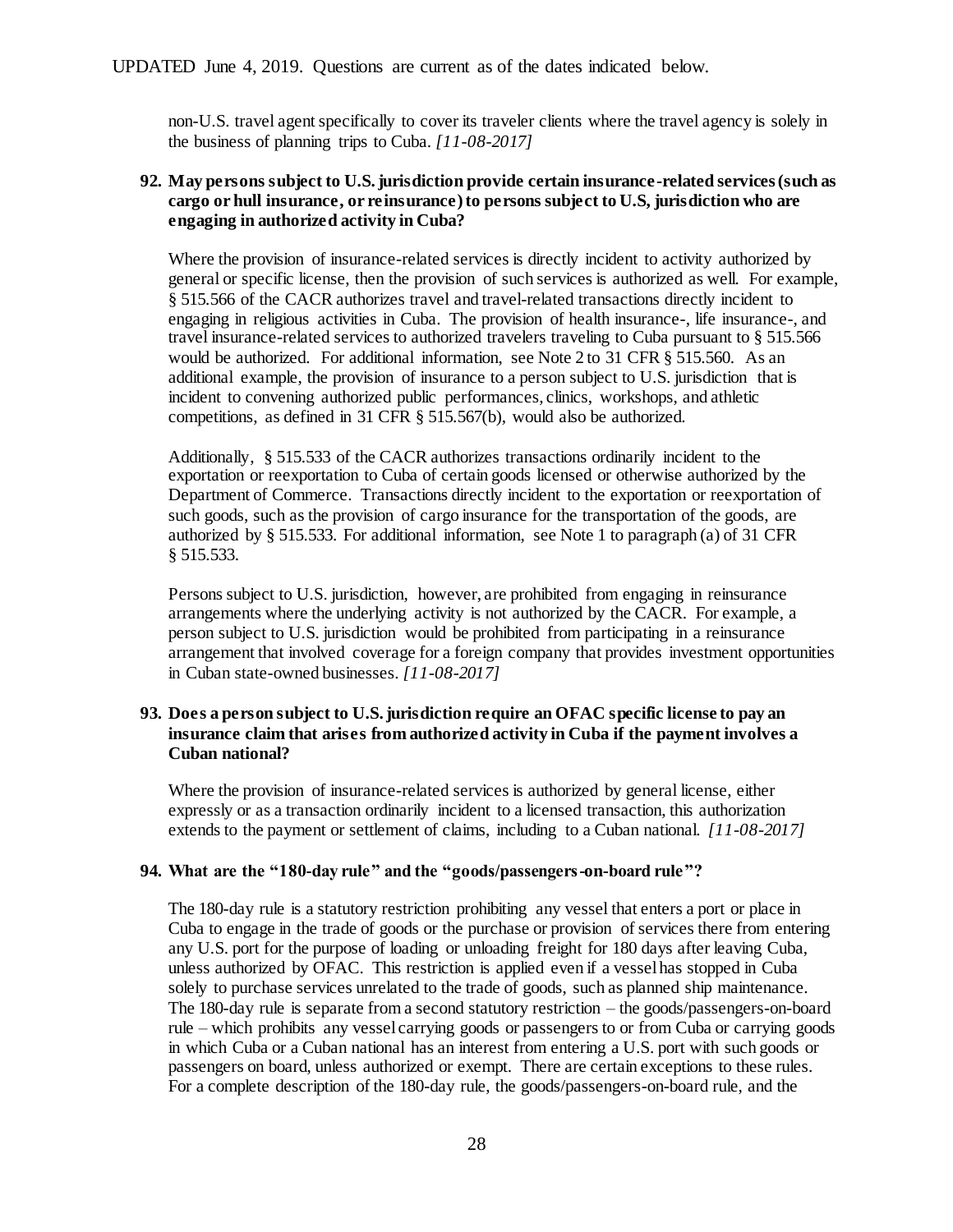non-U.S. travel agent specifically to cover its traveler clients where the travel agency is solely in the business of planning trips to Cuba. *[11-08-2017]*

**92. May persons subject to U.S. jurisdiction provide certain insurance-related services (such as cargo or hull insurance, or reinsurance) to persons subject to U.S, jurisdiction who are engaging in authorized activity in Cuba?**

Where the provision of insurance-related services is directly incident to activity authorized by general or specific license, then the provision of such services is authorized as well. For example, § 515.566 of the CACR authorizes travel and travel-related transactions directly incident to engaging in religious activities in Cuba. The provision of health insurance-, life insurance-, and travel insurance-related services to authorized travelers traveling to Cuba pursuant to § 515.566 would be authorized. For additional information, see Note 2 to 31 CFR § 515.560. As an additional example, the provision of insurance to a person subject to U.S. jurisdiction that is incident to convening authorized public performances, clinics, workshops, and athletic competitions, as defined in 31 CFR § 515.567(b), would also be authorized.

Additionally, § 515.533 of the CACR authorizes transactions ordinarily incident to the exportation or reexportation to Cuba of certain goods licensed or otherwise authorized by the Department of Commerce. Transactions directly incident to the exportation or reexportation of such goods, such as the provision of cargo insurance for the transportation of the goods, are authorized by § 515.533. For additional information, see Note 1 to paragraph (a) of 31 CFR § 515.533.

Persons subject to U.S. jurisdiction, however, are prohibited from engaging in reinsurance arrangements where the underlying activity is not authorized by the CACR. For example, a person subject to U.S. jurisdiction would be prohibited from participating in a reinsurance arrangement that involved coverage for a foreign company that provides investment opportunities in Cuban state-owned businesses. *[11-08-2017]*

**93. Does a person subject to U.S. jurisdiction require an OFAC specific license to pay an insurance claim that arises from authorized activity in Cuba if the payment involves a Cuban national?**

Where the provision of insurance-related services is authorized by general license, either expressly or as a transaction ordinarily incident to a licensed transaction, this authorization extends to the payment or settlement of claims, including to a Cuban national. *[11-08-2017]*

**94. What are the "180-day rule" and the "goods/passengers-on-board rule"?**

The 180-day rule is a statutory restriction prohibiting any vessel that enters a port or place in Cuba to engage in the trade of goods or the purchase or provision of services there from entering any U.S. port for the purpose of loading or unloading freight for 180 days after leaving Cuba, unless authorized by OFAC. This restriction is applied even if a vessel has stopped in Cuba solely to purchase services unrelated to the trade of goods, such as planned ship maintenance. The 180-day rule is separate from a second statutory restriction – the goods/passengers-on-board rule – which prohibits any vessel carrying goods or passengers to or from Cuba or carrying goods in which Cuba or a Cuban national has an interest from entering a U.S. port with such goods or passengers on board, unless authorized or exempt. There are certain exceptions to these rules. For a complete description of the 180-day rule, the goods/passengers-on-board rule, and the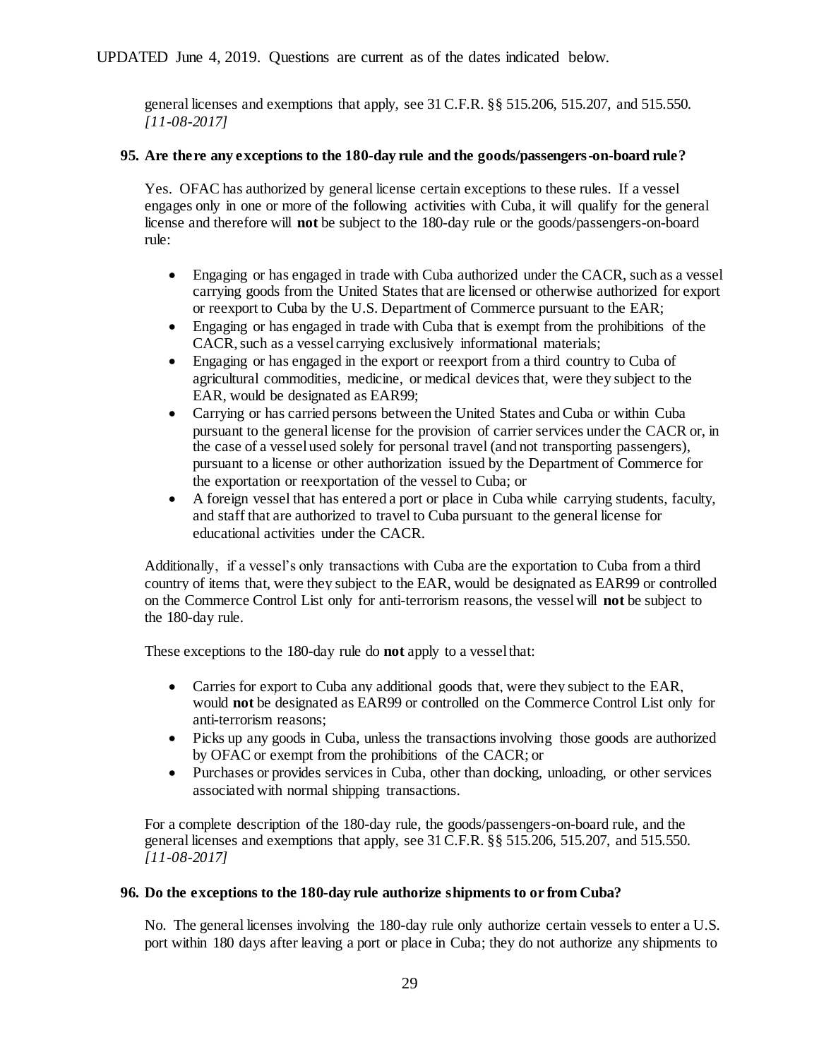general licenses and exemptions that apply, see 31 C.F.R. §§ 515.206, 515.207, and 515.550. *[11-08-2017]*

**95. Are there any exceptions to the 180-day rule and the goods/passengers-on-board rule?**

Yes. OFAC has authorized by general license certain exceptions to these rules. If a vessel engages only in one or more of the following activities with Cuba, it will qualify for the general license and therefore will **not** be subject to the 180-day rule or the goods/passengers-on-board rule:

- Engaging or has engaged in trade with Cuba authorized under the CACR, such as a vessel carrying goods from the United States that are licensed or otherwise authorized for export or reexport to Cuba by the U.S. Department of Commerce pursuant to the EAR;
- Engaging or has engaged in trade with Cuba that is exempt from the prohibitions of the CACR, such as a vessel carrying exclusively informational materials;
- Engaging or has engaged in the export or reexport from a third country to Cuba of agricultural commodities, medicine, or medical devices that, were they subject to the EAR, would be designated as EAR99;
- Carrying or has carried persons between the United States and Cuba or within Cuba pursuant to the general license for the provision of carrier services under the CACR or, in the case of a vessel used solely for personal travel (and not transporting passengers), pursuant to a license or other authorization issued by the Department of Commerce for the exportation or reexportation of the vessel to Cuba; or
- A foreign vessel that has entered a port or place in Cuba while carrying students, faculty, and staff that are authorized to travel to Cuba pursuant to the general license for educational activities under the CACR.

Additionally, if a vessel's only transactions with Cuba are the exportation to Cuba from a third country of items that, were they subject to the EAR, would be designated as EAR99 or controlled on the Commerce Control List only for anti-terrorism reasons, the vessel will **not** be subject to the 180-day rule.

These exceptions to the 180-day rule do **not** apply to a vessel that:

- Carries for export to Cuba any additional goods that, were they subject to the EAR, would **not** be designated as EAR99 or controlled on the Commerce Control List only for anti-terrorism reasons;
- Picks up any goods in Cuba, unless the transactions involving those goods are authorized by OFAC or exempt from the prohibitions of the CACR; or
- Purchases or provides services in Cuba, other than docking, unloading, or other services associated with normal shipping transactions.

For a complete description of the 180-day rule, the goods/passengers-on-board rule, and the general licenses and exemptions that apply, see 31 C.F.R. §§ 515.206, 515.207, and 515.550. *[11-08-2017]*

**96. Do the exceptions to the 180-day rule authorize shipments to or from Cuba?**

No. The general licenses involving the 180-day rule only authorize certain vessels to enter a U.S. port within 180 days after leaving a port or place in Cuba; they do not authorize any shipments to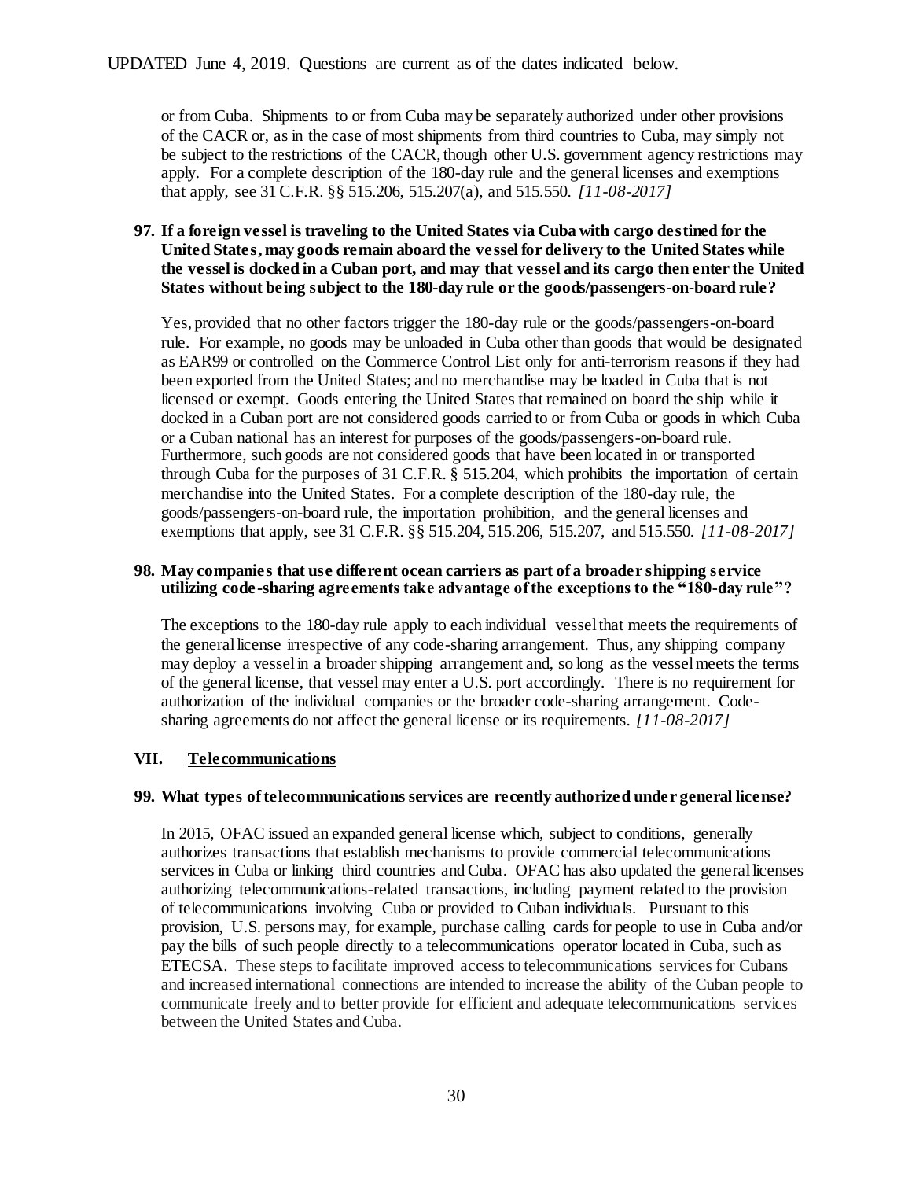or from Cuba. Shipments to or from Cuba may be separately authorized under other provisions of the CACR or, as in the case of most shipments from third countries to Cuba, may simply not be subject to the restrictions of the CACR, though other U.S. government agency restrictions may apply. For a complete description of the 180-day rule and the general licenses and exemptions that apply, see 31 C.F.R. §§ 515.206, 515.207(a), and 515.550. *[11-08-2017]*

**97. If a foreign vessel is traveling to the United States via Cuba with cargo destined for the United States, may goods remain aboard the vessel for delivery to the United States while the vessel is docked in a Cuban port, and may that vessel and its cargo then enter the United States without being subject to the 180-day rule or the goods/passengers-on-board rule?**

Yes, provided that no other factors trigger the 180-day rule or the goods/passengers-on-board rule. For example, no goods may be unloaded in Cuba other than goods that would be designated as EAR99 or controlled on the Commerce Control List only for anti-terrorism reasons if they had been exported from the United States; and no merchandise may be loaded in Cuba that is not licensed or exempt. Goods entering the United States that remained on board the ship while it docked in a Cuban port are not considered goods carried to or from Cuba or goods in which Cuba or a Cuban national has an interest for purposes of the goods/passengers-on-board rule. Furthermore, such goods are not considered goods that have been located in or transported through Cuba for the purposes of 31 C.F.R. § 515.204, which prohibits the importation of certain merchandise into the United States. For a complete description of the 180-day rule, the goods/passengers-on-board rule, the importation prohibition, and the general licenses and exemptions that apply, see 31 C.F.R. §§ 515.204, 515.206, 515.207, and 515.550. *[11-08-2017]*

**98. May companies that use different ocean carriers as part of a broader shipping service utilizing code-sharing agreements take advantage of the exceptions to the "180-day rule"?**

The exceptions to the 180-day rule apply to each individual vessel that meets the requirements of the general license irrespective of any code-sharing arrangement. Thus, any shipping company may deploy a vessel in a broader shipping arrangement and, so long as the vessel meets the terms of the general license, that vessel may enter a U.S. port accordingly. There is no requirement for authorization of the individual companies or the broader code-sharing arrangement. Code-sharing agreements do not affect the general license or its requirements. *[11-08-2017]*

## VII. Telecommunications

**99. What types of telecommunications services are recently authorized under general license?**

In 2015, OFAC issued an expanded general license which, subject to conditions, generally authorizes transactions that establish mechanisms to provide commercial telecommunications services in Cuba or linking third countries and Cuba. OFAC has also updated the general licenses authorizing telecommunications-related transactions, including payment related to the provision of telecommunications involving Cuba or provided to Cuban individuals. Pursuant to this provision, U.S. persons may, for example, purchase calling cards for people to use in Cuba and/or pay the bills of such people directly to a telecommunications operator located in Cuba, such as ETECSA. These steps to facilitate improved access to telecommunications services for Cubans and increased international connections are intended to increase the ability of the Cuban people to communicate freely and to better provide for efficient and adequate telecommunications services between the United States and Cuba.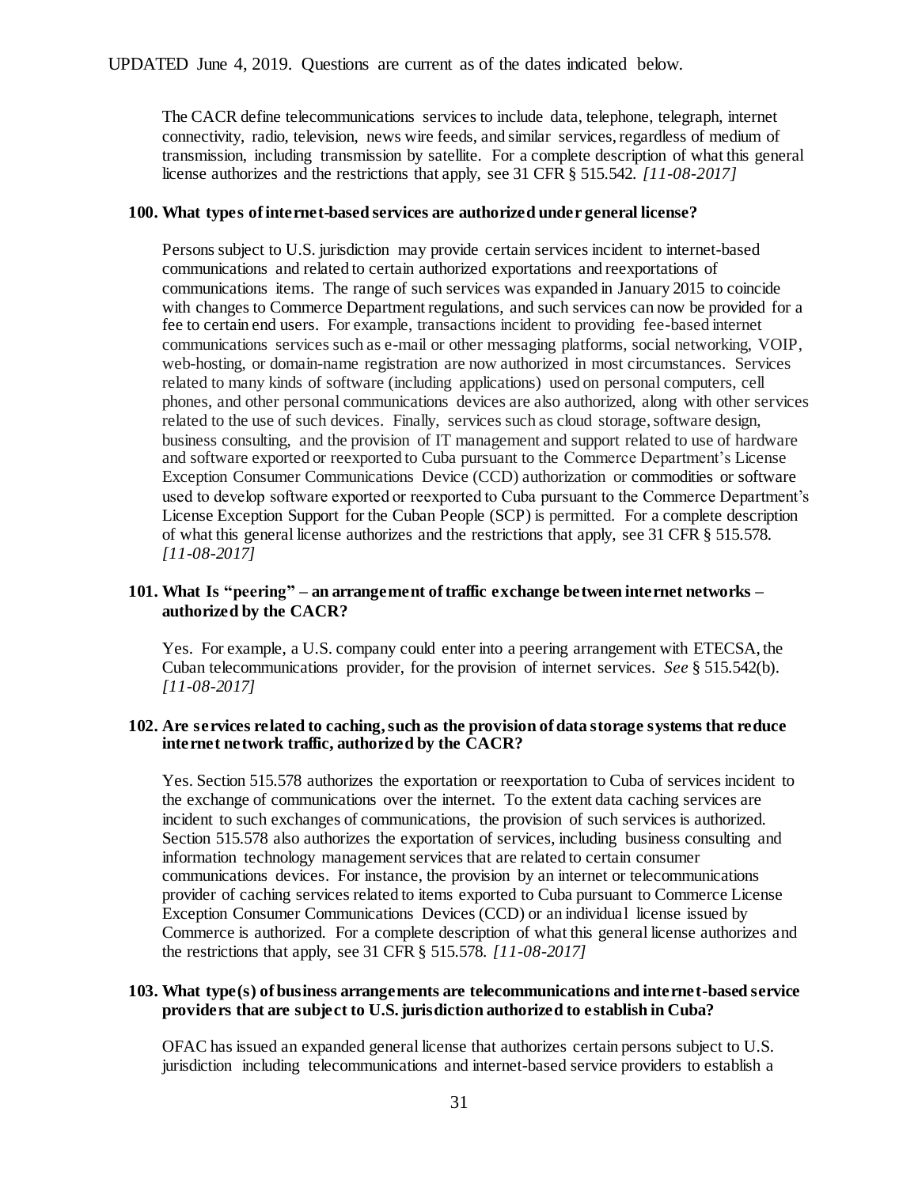The CACR define telecommunications services to include data, telephone, telegraph, internet connectivity, radio, television, news wire feeds, and similar services, regardless of medium of transmission, including transmission by satellite. For a complete description of what this general license authorizes and the restrictions that apply, see 31 CFR § 515.542. *[11-08-2017]*

**100. What types of internet-based services are authorized under general license?**

Persons subject to U.S. jurisdiction may provide certain services incident to internet-based communications and related to certain authorized exportations and reexportations of communications items. The range of such services was expanded in January 2015 to coincide with changes to Commerce Department regulations, and such services can now be provided for a fee to certain end users. For example, transactions incident to providing fee-based internet communications services such as e-mail or other messaging platforms, social networking, VOIP, web-hosting, or domain-name registration are now authorized in most circumstances. Services related to many kinds of software (including applications) used on personal computers, cell phones, and other personal communications devices are also authorized, along with other services related to the use of such devices. Finally, services such as cloud storage, software design, business consulting, and the provision of IT management and support related to use of hardware and software exported or reexported to Cuba pursuant to the Commerce Department's License Exception Consumer Communications Device (CCD) authorization or commodities or software used to develop software exported or reexported to Cuba pursuant to the Commerce Department's License Exception Support for the Cuban People (SCP) is permitted. For a complete description of what this general license authorizes and the restrictions that apply, see 31 CFR § 515.578. *[11-08-2017]*

**101. What Is "peering" – an arrangement of traffic exchange between internet networks – authorized by the CACR?**

Yes. For example, a U.S. company could enter into a peering arrangement with ETECSA, the Cuban telecommunications provider, for the provision of internet services. *See* § 515.542(b). *[11-08-2017]*

**102. Are services related to caching, such as the provision of data storage systems that reduce internet network traffic, authorized by the CACR?**

Yes. Section 515.578 authorizes the exportation or reexportation to Cuba of services incident to the exchange of communications over the internet. To the extent data caching services are incident to such exchanges of communications, the provision of such services is authorized. Section 515.578 also authorizes the exportation of services, including business consulting and information technology management services that are related to certain consumer communications devices. For instance, the provision by an internet or telecommunications provider of caching services related to items exported to Cuba pursuant to Commerce License Exception Consumer Communications Devices (CCD) or an individual license issued by Commerce is authorized. For a complete description of what this general license authorizes and the restrictions that apply, see 31 CFR § 515.578. *[11-08-2017]*

**103. What type(s) of business arrangements are telecommunications and internet-based service providers that are subject to U.S. jurisdiction authorized to establish in Cuba?**

OFAC has issued an expanded general license that authorizes certain persons subject to U.S. jurisdiction including telecommunications and internet-based service providers to establish a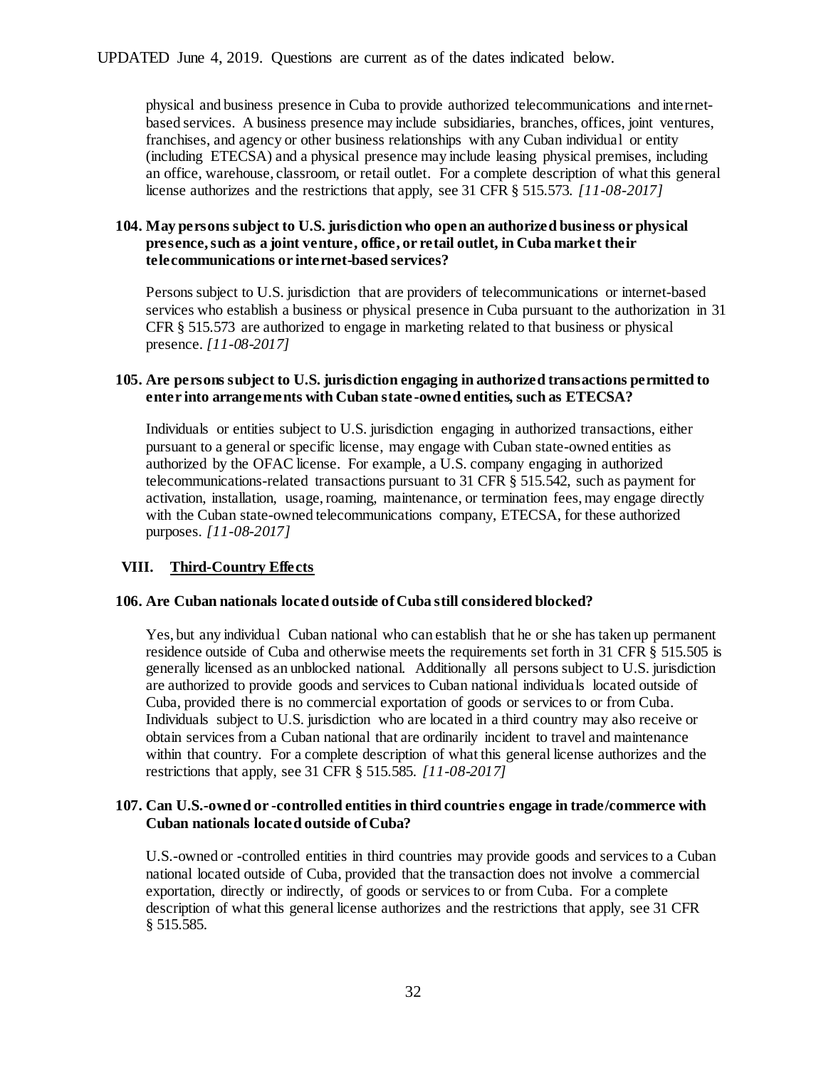physical and business presence in Cuba to provide authorized telecommunications and internet-based services. A business presence may include subsidiaries, branches, offices, joint ventures, franchises, and agency or other business relationships with any Cuban individual or entity (including ETECSA) and a physical presence may include leasing physical premises, including an office, warehouse, classroom, or retail outlet. For a complete description of what this general license authorizes and the restrictions that apply, see 31 CFR § 515.573. *[11-08-2017]*

**104. May persons subject to U.S. jurisdiction who open an authorized business or physical presence, such as a joint venture, office, or retail outlet, in Cuba market their telecommunications or internet-based services?**

Persons subject to U.S. jurisdiction that are providers of telecommunications or internet-based services who establish a business or physical presence in Cuba pursuant to the authorization in 31 CFR § 515.573 are authorized to engage in marketing related to that business or physical presence. *[11-08-2017]*

**105. Are persons subject to U.S. jurisdiction engaging in authorized transactions permitted to enter into arrangements with Cuban state-owned entities, such as ETECSA?**

Individuals or entities subject to U.S. jurisdiction engaging in authorized transactions, either pursuant to a general or specific license, may engage with Cuban state-owned entities as authorized by the OFAC license. For example, a U.S. company engaging in authorized telecommunications-related transactions pursuant to 31 CFR § 515.542, such as payment for activation, installation, usage, roaming, maintenance, or termination fees, may engage directly with the Cuban state-owned telecommunications company, ETECSA, for these authorized purposes. *[11-08-2017]*

## VIII. Third-Country Effects

**106. Are Cuban nationals located outside of Cuba still considered blocked?**

Yes, but any individual Cuban national who can establish that he or she has taken up permanent residence outside of Cuba and otherwise meets the requirements set forth in 31 CFR § 515.505 is generally licensed as an unblocked national. Additionally all persons subject to U.S. jurisdiction are authorized to provide goods and services to Cuban national individuals located outside of Cuba, provided there is no commercial exportation of goods or services to or from Cuba. Individuals subject to U.S. jurisdiction who are located in a third country may also receive or obtain services from a Cuban national that are ordinarily incident to travel and maintenance within that country. For a complete description of what this general license authorizes and the restrictions that apply, see 31 CFR § 515.585. *[11-08-2017]*

**107. Can U.S.-owned or -controlled entities in third countries engage in trade/commerce with Cuban nationals located outside of Cuba?**

U.S.-owned or -controlled entities in third countries may provide goods and services to a Cuban national located outside of Cuba, provided that the transaction does not involve a commercial exportation, directly or indirectly, of goods or services to or from Cuba. For a complete description of what this general license authorizes and the restrictions that apply, see 31 CFR § 515.585.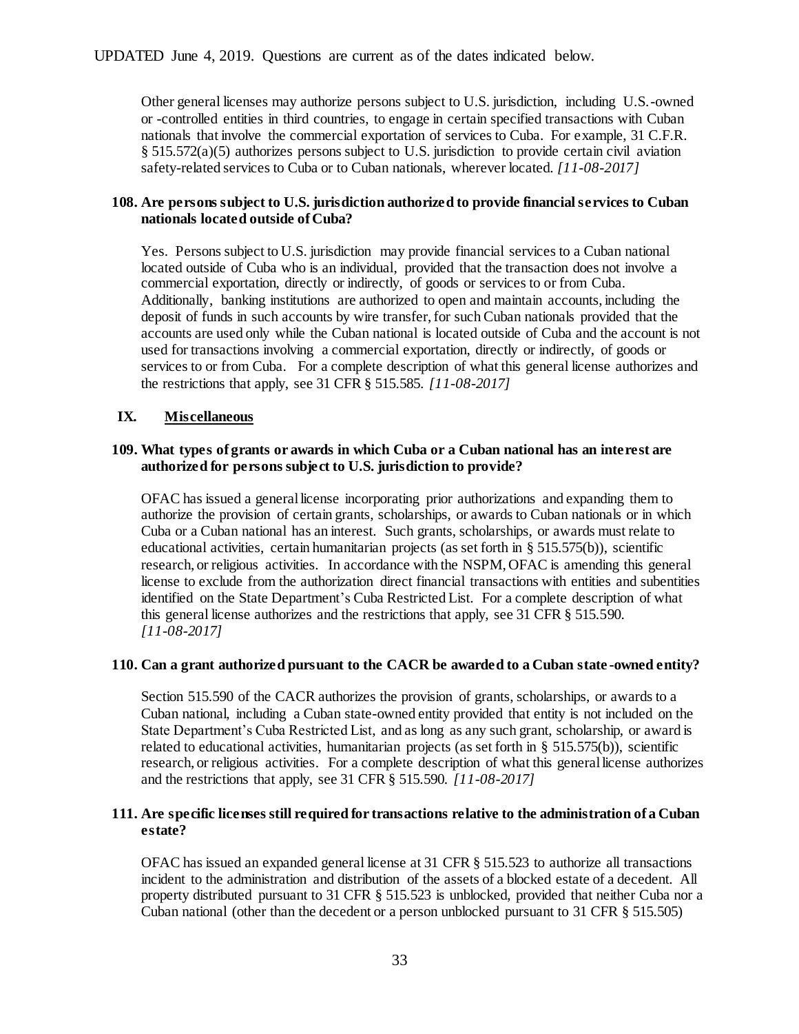Other general licenses may authorize persons subject to U.S. jurisdiction, including U.S.-owned or -controlled entities in third countries, to engage in certain specified transactions with Cuban nationals that involve the commercial exportation of services to Cuba. For example, 31 C.F.R. § 515.572(a)(5) authorizes persons subject to U.S. jurisdiction to provide certain civil aviation safety-related services to Cuba or to Cuban nationals, wherever located. *[11-08-2017]*

**108. Are persons subject to U.S. jurisdiction authorized to provide financial services to Cuban nationals located outside of Cuba?**

Yes. Persons subject to U.S. jurisdiction may provide financial services to a Cuban national located outside of Cuba who is an individual, provided that the transaction does not involve a commercial exportation, directly or indirectly, of goods or services to or from Cuba. Additionally, banking institutions are authorized to open and maintain accounts, including the deposit of funds in such accounts by wire transfer, for such Cuban nationals provided that the accounts are used only while the Cuban national is located outside of Cuba and the account is not used for transactions involving a commercial exportation, directly or indirectly, of goods or services to or from Cuba. For a complete description of what this general license authorizes and the restrictions that apply, see 31 CFR § 515.585. *[11-08-2017]*

## IX. Miscellaneous

**109. What types of grants or awards in which Cuba or a Cuban national has an interest are authorized for persons subject to U.S. jurisdiction to provide?**

OFAC has issued a general license incorporating prior authorizations and expanding them to authorize the provision of certain grants, scholarships, or awards to Cuban nationals or in which Cuba or a Cuban national has an interest. Such grants, scholarships, or awards must relate to educational activities, certain humanitarian projects (as set forth in § 515.575(b)), scientific research, or religious activities. In accordance with the NSPM, OFAC is amending this general license to exclude from the authorization direct financial transactions with entities and subentities identified on the State Department's Cuba Restricted List. For a complete description of what this general license authorizes and the restrictions that apply, see 31 CFR § 515.590. *[11-08-2017]*

**110. Can a grant authorized pursuant to the CACR be awarded to a Cuban state-owned entity?**

Section 515.590 of the CACR authorizes the provision of grants, scholarships, or awards to a Cuban national, including a Cuban state-owned entity provided that entity is not included on the State Department's Cuba Restricted List, and as long as any such grant, scholarship, or award is related to educational activities, humanitarian projects (as set forth in § 515.575(b)), scientific research, or religious activities. For a complete description of what this general license authorizes and the restrictions that apply, see 31 CFR § 515.590. *[11-08-2017]*

**111. Are specific licenses still required for transactions relative to the administration of a Cuban estate?**

OFAC has issued an expanded general license at 31 CFR § 515.523 to authorize all transactions incident to the administration and distribution of the assets of a blocked estate of a decedent. All property distributed pursuant to 31 CFR § 515.523 is unblocked, provided that neither Cuba nor a Cuban national (other than the decedent or a person unblocked pursuant to 31 CFR § 515.505)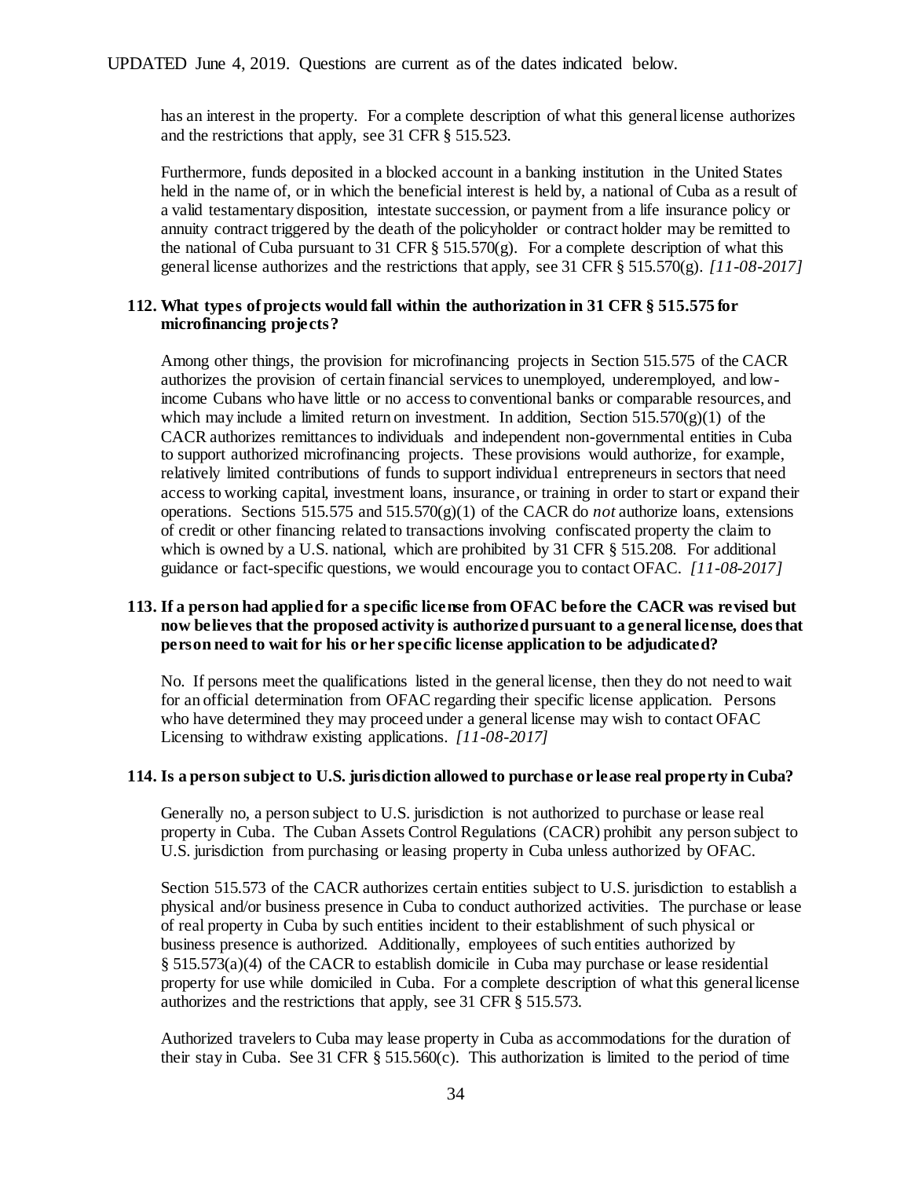has an interest in the property. For a complete description of what this general license authorizes and the restrictions that apply, see 31 CFR § 515.523.

Furthermore, funds deposited in a blocked account in a banking institution in the United States held in the name of, or in which the beneficial interest is held by, a national of Cuba as a result of a valid testamentary disposition, intestate succession, or payment from a life insurance policy or annuity contract triggered by the death of the policyholder or contract holder may be remitted to the national of Cuba pursuant to 31 CFR § 515.570(g). For a complete description of what this general license authorizes and the restrictions that apply, see 31 CFR § 515.570(g). *[11-08-2017]*

**112. What types of projects would fall within the authorization in 31 CFR § 515.575 for microfinancing projects?**

Among other things, the provision for microfinancing projects in Section 515.575 of the CACR authorizes the provision of certain financial services to unemployed, underemployed, and low-income Cubans who have little or no access to conventional banks or comparable resources, and which may include a limited return on investment. In addition, Section 515.570(g)(1) of the CACR authorizes remittances to individuals and independent non-governmental entities in Cuba to support authorized microfinancing projects. These provisions would authorize, for example, relatively limited contributions of funds to support individual entrepreneurs in sectors that need access to working capital, investment loans, insurance, or training in order to start or expand their operations. Sections 515.575 and 515.570(g)(1) of the CACR do *not* authorize loans, extensions of credit or other financing related to transactions involving confiscated property the claim to which is owned by a U.S. national, which are prohibited by 31 CFR § 515.208. For additional guidance or fact-specific questions, we would encourage you to contact OFAC. *[11-08-2017]*

**113. If a person had applied for a specific license from OFAC before the CACR was revised but now believes that the proposed activity is authorized pursuant to a general license, does that person need to wait for his or her specific license application to be adjudicated?**

No. If persons meet the qualifications listed in the general license, then they do not need to wait for an official determination from OFAC regarding their specific license application. Persons who have determined they may proceed under a general license may wish to contact OFAC Licensing to withdraw existing applications. *[11-08-2017]*

**114. Is a person subject to U.S. jurisdiction allowed to purchase or lease real property in Cuba?**

Generally no, a person subject to U.S. jurisdiction is not authorized to purchase or lease real property in Cuba. The Cuban Assets Control Regulations (CACR) prohibit any person subject to U.S. jurisdiction from purchasing or leasing property in Cuba unless authorized by OFAC.

Section 515.573 of the CACR authorizes certain entities subject to U.S. jurisdiction to establish a physical and/or business presence in Cuba to conduct authorized activities. The purchase or lease of real property in Cuba by such entities incident to their establishment of such physical or business presence is authorized. Additionally, employees of such entities authorized by § 515.573(a)(4) of the CACR to establish domicile in Cuba may purchase or lease residential property for use while domiciled in Cuba. For a complete description of what this general license authorizes and the restrictions that apply, see 31 CFR § 515.573.

Authorized travelers to Cuba may lease property in Cuba as accommodations for the duration of their stay in Cuba. See 31 CFR § 515.560(c). This authorization is limited to the period of time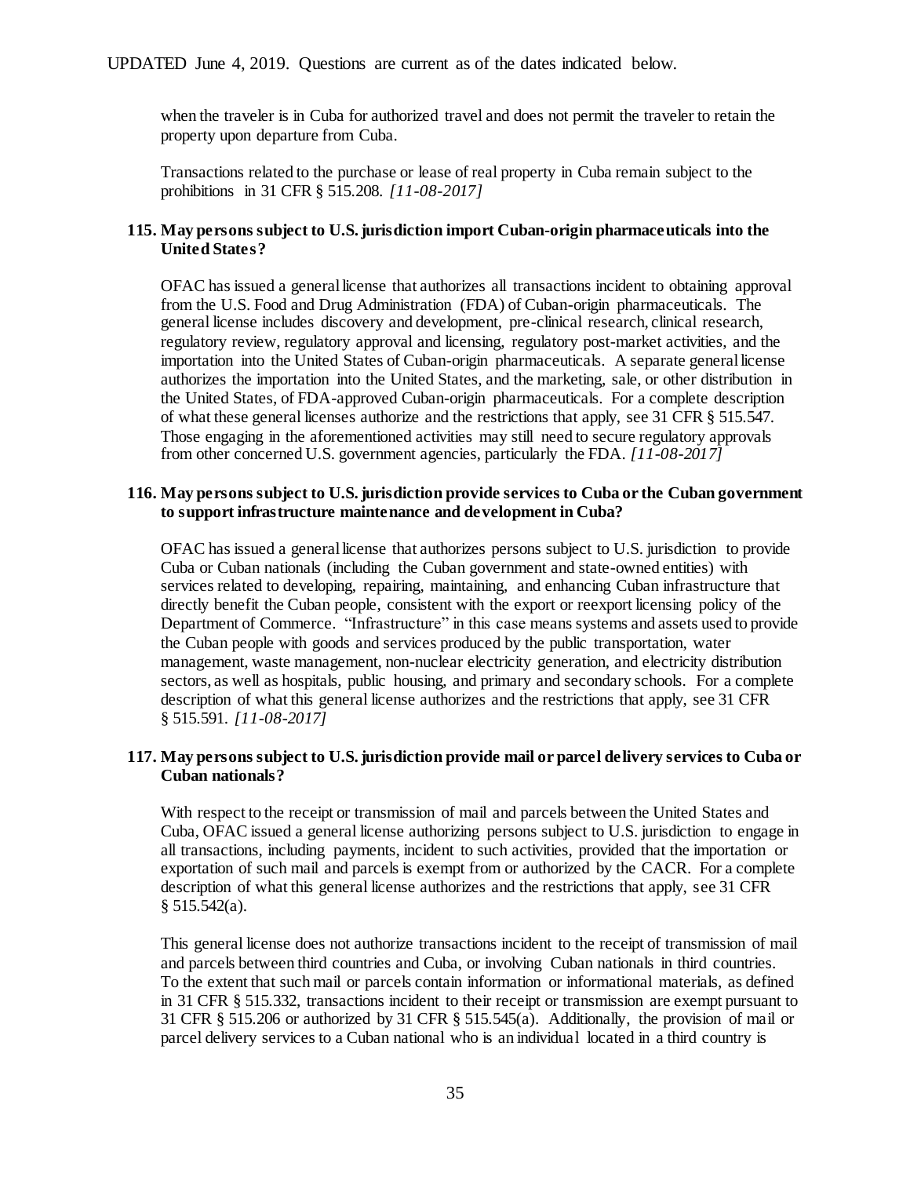when the traveler is in Cuba for authorized travel and does not permit the traveler to retain the property upon departure from Cuba.

Transactions related to the purchase or lease of real property in Cuba remain subject to the prohibitions in 31 CFR § 515.208. *[11-08-2017]*

**115. May persons subject to U.S. jurisdiction import Cuban-origin pharmaceuticals into the United States?**

OFAC has issued a general license that authorizes all transactions incident to obtaining approval from the U.S. Food and Drug Administration (FDA) of Cuban-origin pharmaceuticals. The general license includes discovery and development, pre-clinical research, clinical research, regulatory review, regulatory approval and licensing, regulatory post-market activities, and the importation into the United States of Cuban-origin pharmaceuticals. A separate general license authorizes the importation into the United States, and the marketing, sale, or other distribution in the United States, of FDA-approved Cuban-origin pharmaceuticals. For a complete description of what these general licenses authorize and the restrictions that apply, see 31 CFR § 515.547. Those engaging in the aforementioned activities may still need to secure regulatory approvals from other concerned U.S. government agencies, particularly the FDA. *[11-08-2017]*

**116. May persons subject to U.S. jurisdiction provide services to Cuba or the Cuban government to support infrastructure maintenance and development in Cuba?**

OFAC has issued a general license that authorizes persons subject to U.S. jurisdiction to provide Cuba or Cuban nationals (including the Cuban government and state-owned entities) with services related to developing, repairing, maintaining, and enhancing Cuban infrastructure that directly benefit the Cuban people, consistent with the export or reexport licensing policy of the Department of Commerce. "Infrastructure" in this case means systems and assets used to provide the Cuban people with goods and services produced by the public transportation, water management, waste management, non-nuclear electricity generation, and electricity distribution sectors, as well as hospitals, public housing, and primary and secondary schools. For a complete description of what this general license authorizes and the restrictions that apply, see 31 CFR § 515.591. *[11-08-2017]*

**117. May persons subject to U.S. jurisdiction provide mail or parcel delivery services to Cuba or Cuban nationals?**

With respect to the receipt or transmission of mail and parcels between the United States and Cuba, OFAC issued a general license authorizing persons subject to U.S. jurisdiction to engage in all transactions, including payments, incident to such activities, provided that the importation or exportation of such mail and parcels is exempt from or authorized by the CACR. For a complete description of what this general license authorizes and the restrictions that apply, see 31 CFR § 515.542(a).

This general license does not authorize transactions incident to the receipt of transmission of mail and parcels between third countries and Cuba, or involving Cuban nationals in third countries. To the extent that such mail or parcels contain information or informational materials, as defined in 31 CFR § 515.332, transactions incident to their receipt or transmission are exempt pursuant to 31 CFR § 515.206 or authorized by 31 CFR § 515.545(a). Additionally, the provision of mail or parcel delivery services to a Cuban national who is an individual located in a third country is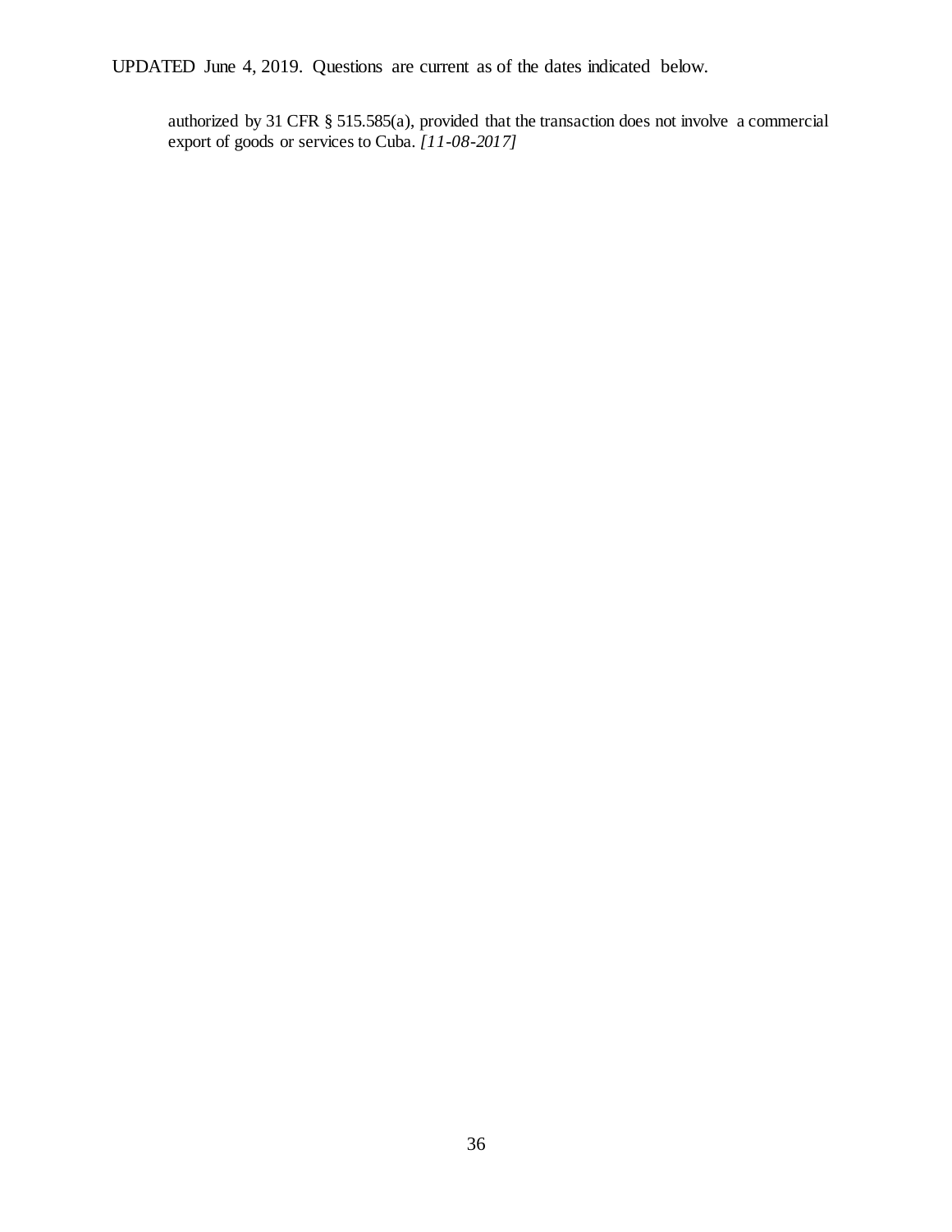authorized by 31 CFR § 515.585(a), provided that the transaction does not involve a commercial export of goods or services to Cuba. *[11-08-2017]*